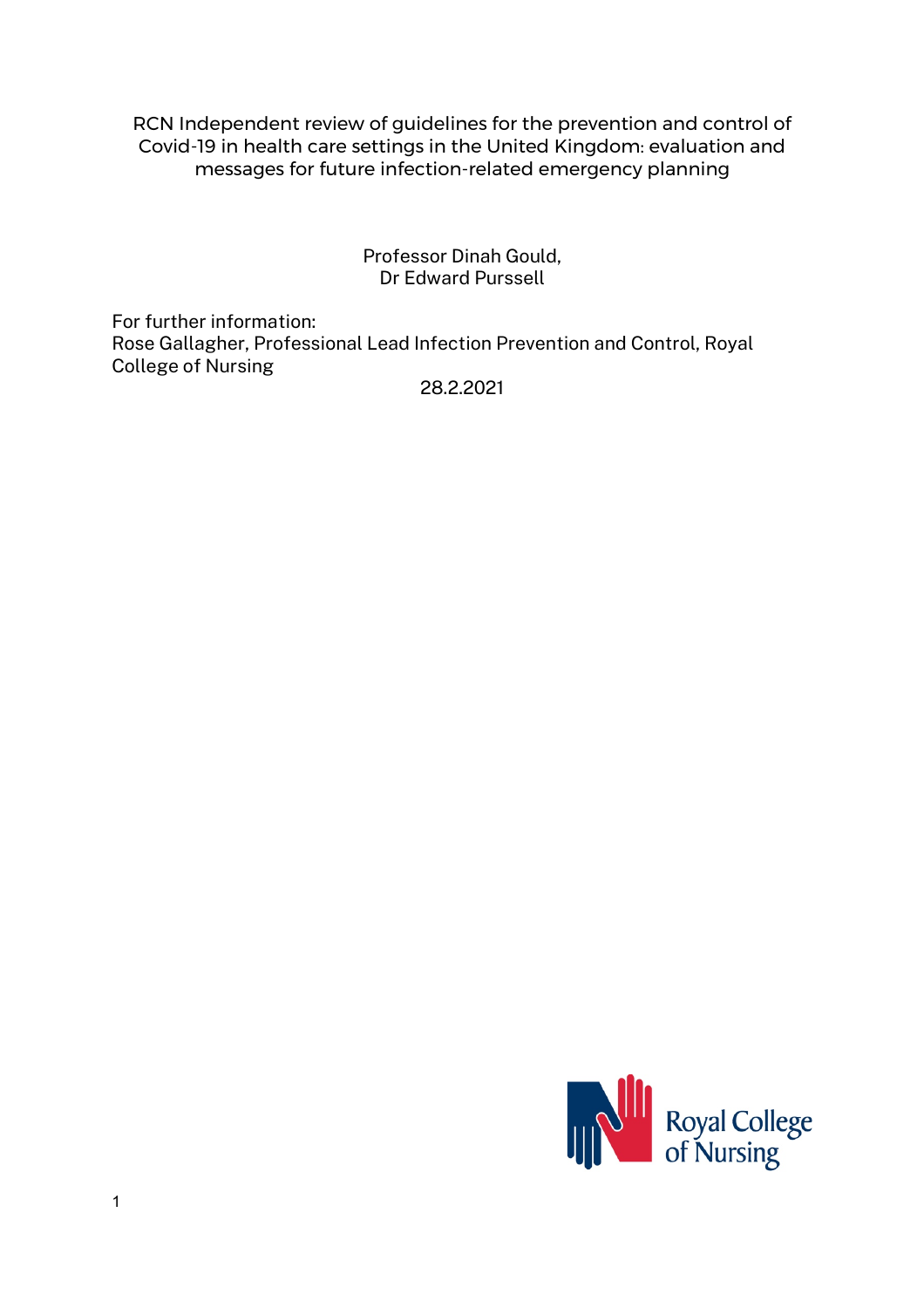# RCN Independent review of guidelines for the prevention and control of Covid-19 in health care settings in the United Kingdom: evaluation and messages for future infection-related emergency planning

Professor Dinah Gould,
Dr Edward Purssell

For further information:
Rose Gallagher, Professional Lead Infection Prevention and Control, Royal College of Nursing

28.2.2021

Royal College of Nursing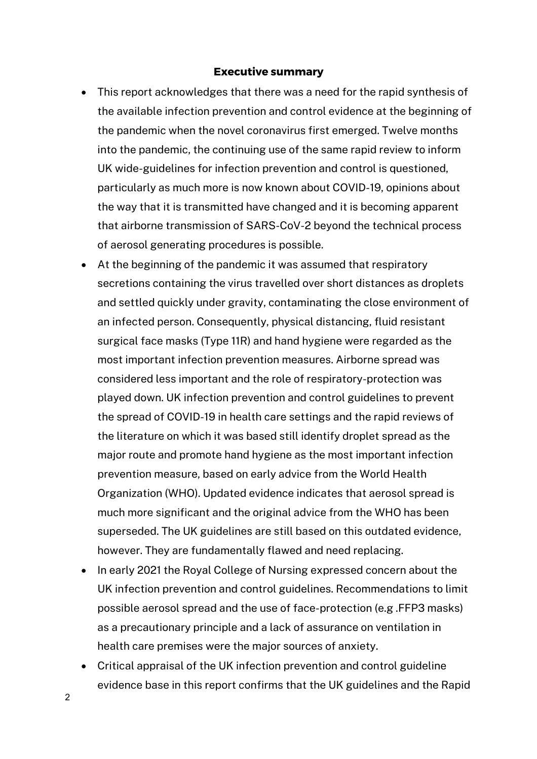## Executive summary

- This report acknowledges that there was a need for the rapid synthesis of the available infection prevention and control evidence at the beginning of the pandemic when the novel coronavirus first emerged. Twelve months into the pandemic, the continuing use of the same rapid review to inform UK wide-guidelines for infection prevention and control is questioned, particularly as much more is now known about COVID-19, opinions about the way that it is transmitted have changed and it is becoming apparent that airborne transmission of SARS-CoV-2 beyond the technical process of aerosol generating procedures is possible.
- At the beginning of the pandemic it was assumed that respiratory secretions containing the virus travelled over short distances as droplets and settled quickly under gravity, contaminating the close environment of an infected person. Consequently, physical distancing, fluid resistant surgical face masks (Type 11R) and hand hygiene were regarded as the most important infection prevention measures. Airborne spread was considered less important and the role of respiratory-protection was played down. UK infection prevention and control guidelines to prevent the spread of COVID-19 in health care settings and the rapid reviews of the literature on which it was based still identify droplet spread as the major route and promote hand hygiene as the most important infection prevention measure, based on early advice from the World Health Organization (WHO). Updated evidence indicates that aerosol spread is much more significant and the original advice from the WHO has been superseded. The UK guidelines are still based on this outdated evidence, however. They are fundamentally flawed and need replacing.
- In early 2021 the Royal College of Nursing expressed concern about the UK infection prevention and control guidelines. Recommendations to limit possible aerosol spread and the use of face-protection (e.g .FFP3 masks) as a precautionary principle and a lack of assurance on ventilation in health care premises were the major sources of anxiety.
- Critical appraisal of the UK infection prevention and control guideline evidence base in this report confirms that the UK guidelines and the Rapid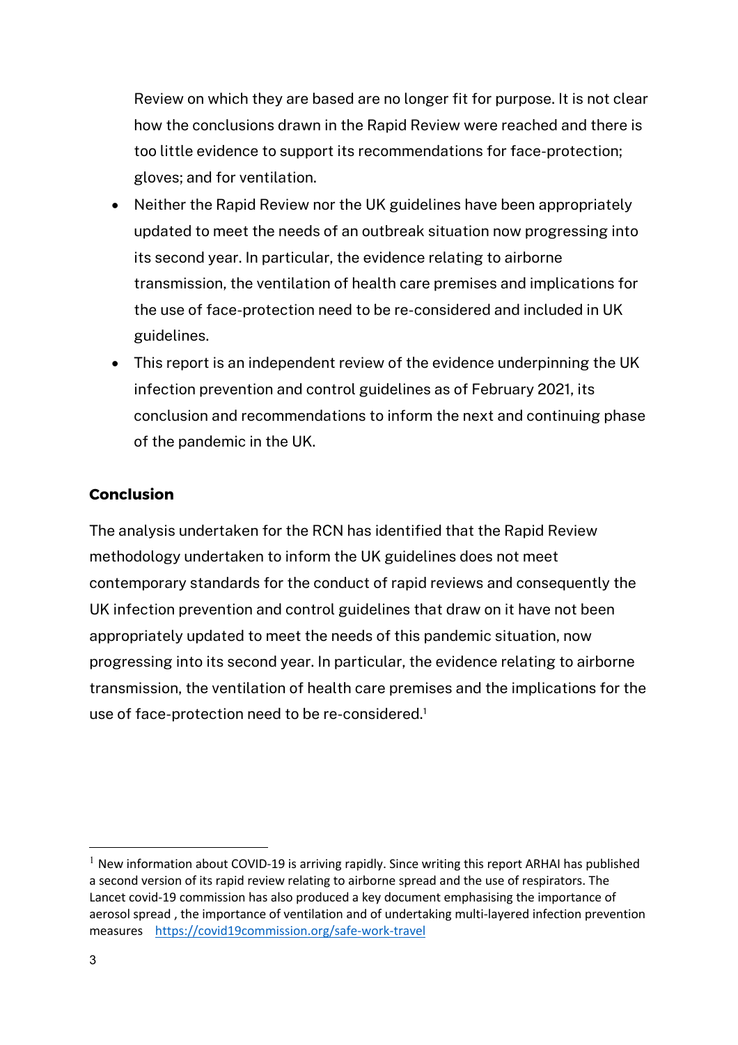Review on which they are based are no longer fit for purpose. It is not clear how the conclusions drawn in the Rapid Review were reached and there is too little evidence to support its recommendations for face-protection; gloves; and for ventilation.

- Neither the Rapid Review nor the UK guidelines have been appropriately updated to meet the needs of an outbreak situation now progressing into its second year. In particular, the evidence relating to airborne transmission, the ventilation of health care premises and implications for the use of face-protection need to be re-considered and included in UK guidelines.
- This report is an independent review of the evidence underpinning the UK infection prevention and control guidelines as of February 2021, its conclusion and recommendations to inform the next and continuing phase of the pandemic in the UK.

## Conclusion

The analysis undertaken for the RCN has identified that the Rapid Review methodology undertaken to inform the UK guidelines does not meet contemporary standards for the conduct of rapid reviews and consequently the UK infection prevention and control guidelines that draw on it have not been appropriately updated to meet the needs of this pandemic situation, now progressing into its second year. In particular, the evidence relating to airborne transmission, the ventilation of health care premises and the implications for the use of face-protection need to be re-considered.[1]

---

[1] New information about COVID-19 is arriving rapidly. Since writing this report ARHAI has published a second version of its rapid review relating to airborne spread and the use of respirators. The Lancet covid-19 commission has also produced a key document emphasising the importance of aerosol spread , the importance of ventilation and of undertaking multi-layered infection prevention measures https://covid19commission.org/safe-work-travel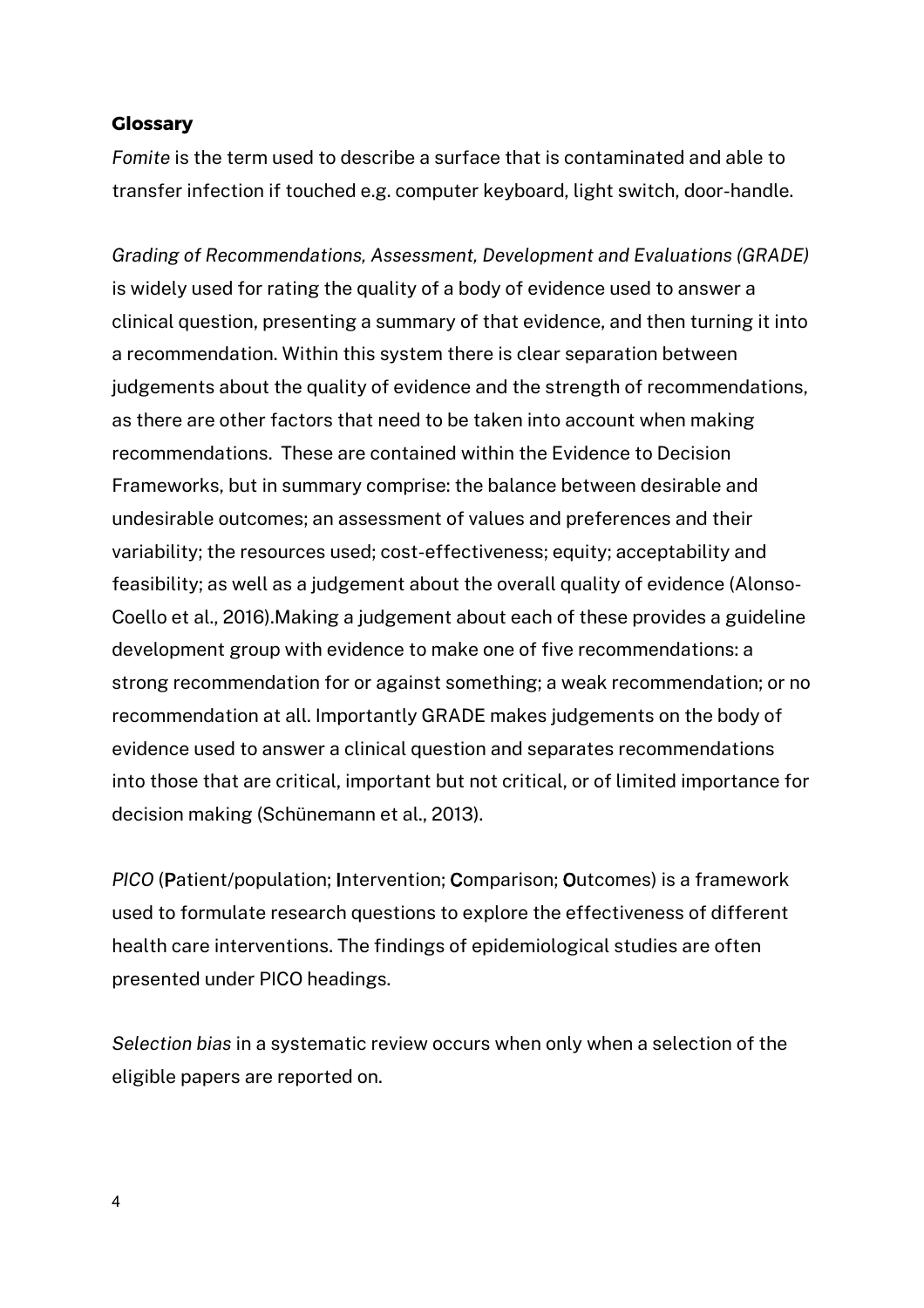## Glossary

*Fomite* is the term used to describe a surface that is contaminated and able to transfer infection if touched e.g. computer keyboard, light switch, door-handle.

*Grading of Recommendations, Assessment, Development and Evaluations (GRADE)* is widely used for rating the quality of a body of evidence used to answer a clinical question, presenting a summary of that evidence, and then turning it into a recommendation. Within this system there is clear separation between judgements about the quality of evidence and the strength of recommendations, as there are other factors that need to be taken into account when making recommendations. These are contained within the Evidence to Decision Frameworks, but in summary comprise: the balance between desirable and undesirable outcomes; an assessment of values and preferences and their variability; the resources used; cost-effectiveness; equity; acceptability and feasibility; as well as a judgement about the overall quality of evidence (Alonso-Coello et al., 2016).Making a judgement about each of these provides a guideline development group with evidence to make one of five recommendations: a strong recommendation for or against something; a weak recommendation; or no recommendation at all. Importantly GRADE makes judgements on the body of evidence used to answer a clinical question and separates recommendations into those that are critical, important but not critical, or of limited importance for decision making (Schünemann et al., 2013).

*PICO* (**P**atient/population; **I**ntervention; **C**omparison; **O**utcomes) is a framework used to formulate research questions to explore the effectiveness of different health care interventions. The findings of epidemiological studies are often presented under PICO headings.

*Selection bias* in a systematic review occurs when only when a selection of the eligible papers are reported on.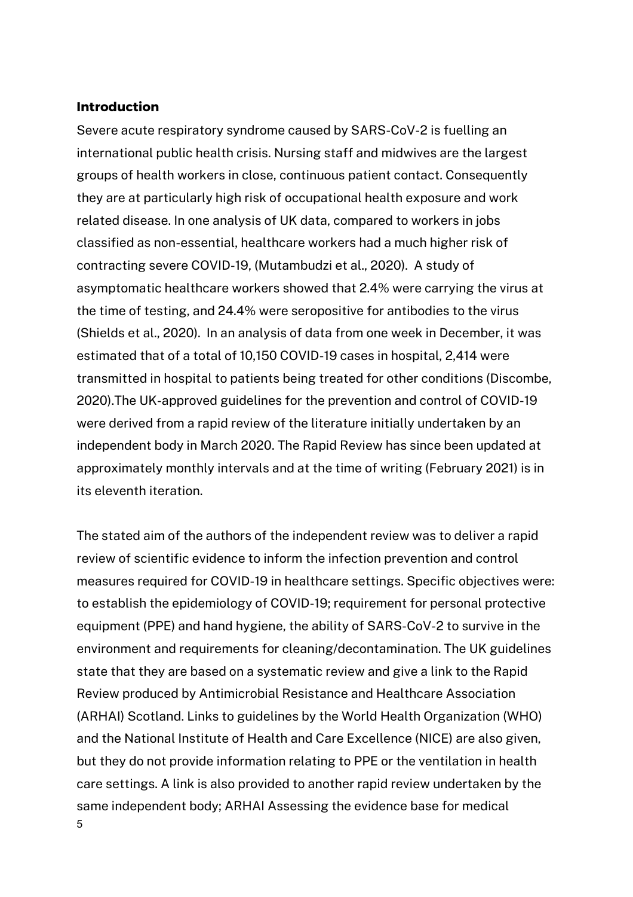## Introduction

Severe acute respiratory syndrome caused by SARS-CoV-2 is fuelling an international public health crisis. Nursing staff and midwives are the largest groups of health workers in close, continuous patient contact. Consequently they are at particularly high risk of occupational health exposure and work related disease. In one analysis of UK data, compared to workers in jobs classified as non-essential, healthcare workers had a much higher risk of contracting severe COVID-19, (Mutambudzi et al., 2020). A study of asymptomatic healthcare workers showed that 2.4% were carrying the virus at the time of testing, and 24.4% were seropositive for antibodies to the virus (Shields et al., 2020). In an analysis of data from one week in December, it was estimated that of a total of 10,150 COVID-19 cases in hospital, 2,414 were transmitted in hospital to patients being treated for other conditions (Discombe, 2020).The UK-approved guidelines for the prevention and control of COVID-19 were derived from a rapid review of the literature initially undertaken by an independent body in March 2020. The Rapid Review has since been updated at approximately monthly intervals and at the time of writing (February 2021) is in its eleventh iteration.

The stated aim of the authors of the independent review was to deliver a rapid review of scientific evidence to inform the infection prevention and control measures required for COVID-19 in healthcare settings. Specific objectives were: to establish the epidemiology of COVID-19; requirement for personal protective equipment (PPE) and hand hygiene, the ability of SARS-CoV-2 to survive in the environment and requirements for cleaning/decontamination. The UK guidelines state that they are based on a systematic review and give a link to the Rapid Review produced by Antimicrobial Resistance and Healthcare Association (ARHAI) Scotland. Links to guidelines by the World Health Organization (WHO) and the National Institute of Health and Care Excellence (NICE) are also given, but they do not provide information relating to PPE or the ventilation in health care settings. A link is also provided to another rapid review undertaken by the same independent body; ARHAI Assessing the evidence base for medical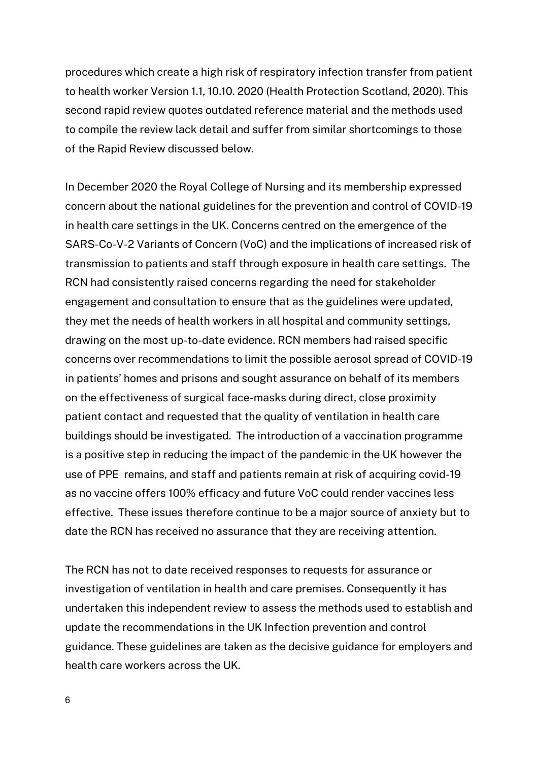procedures which create a high risk of respiratory infection transfer from patient to health worker Version 1.1, 10.10. 2020 (Health Protection Scotland, 2020). This second rapid review quotes outdated reference material and the methods used to compile the review lack detail and suffer from similar shortcomings to those of the Rapid Review discussed below.

In December 2020 the Royal College of Nursing and its membership expressed concern about the national guidelines for the prevention and control of COVID-19 in health care settings in the UK. Concerns centred on the emergence of the SARS-Co-V-2 Variants of Concern (VoC) and the implications of increased risk of transmission to patients and staff through exposure in health care settings. The RCN had consistently raised concerns regarding the need for stakeholder engagement and consultation to ensure that as the guidelines were updated, they met the needs of health workers in all hospital and community settings, drawing on the most up-to-date evidence. RCN members had raised specific concerns over recommendations to limit the possible aerosol spread of COVID-19 in patients' homes and prisons and sought assurance on behalf of its members on the effectiveness of surgical face-masks during direct, close proximity patient contact and requested that the quality of ventilation in health care buildings should be investigated. The introduction of a vaccination programme is a positive step in reducing the impact of the pandemic in the UK however the use of PPE remains, and staff and patients remain at risk of acquiring covid-19 as no vaccine offers 100% efficacy and future VoC could render vaccines less effective. These issues therefore continue to be a major source of anxiety but to date the RCN has received no assurance that they are receiving attention.

The RCN has not to date received responses to requests for assurance or investigation of ventilation in health and care premises. Consequently it has undertaken this independent review to assess the methods used to establish and update the recommendations in the UK Infection prevention and control guidance. These guidelines are taken as the decisive guidance for employers and health care workers across the UK.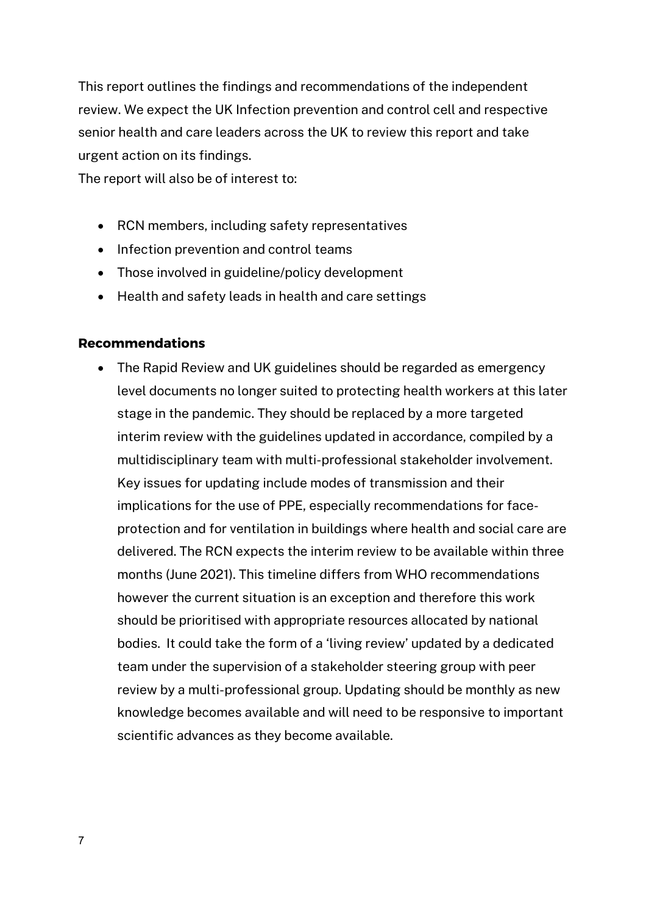This report outlines the findings and recommendations of the independent review. We expect the UK Infection prevention and control cell and respective senior health and care leaders across the UK to review this report and take urgent action on its findings.

The report will also be of interest to:

- RCN members, including safety representatives
- Infection prevention and control teams
- Those involved in guideline/policy development
- Health and safety leads in health and care settings

**Recommendations**

- The Rapid Review and UK guidelines should be regarded as emergency level documents no longer suited to protecting health workers at this later stage in the pandemic. They should be replaced by a more targeted interim review with the guidelines updated in accordance, compiled by a multidisciplinary team with multi-professional stakeholder involvement. Key issues for updating include modes of transmission and their implications for the use of PPE, especially recommendations for face-protection and for ventilation in buildings where health and social care are delivered. The RCN expects the interim review to be available within three months (June 2021). This timeline differs from WHO recommendations however the current situation is an exception and therefore this work should be prioritised with appropriate resources allocated by national bodies. It could take the form of a 'living review' updated by a dedicated team under the supervision of a stakeholder steering group with peer review by a multi-professional group. Updating should be monthly as new knowledge becomes available and will need to be responsive to important scientific advances as they become available.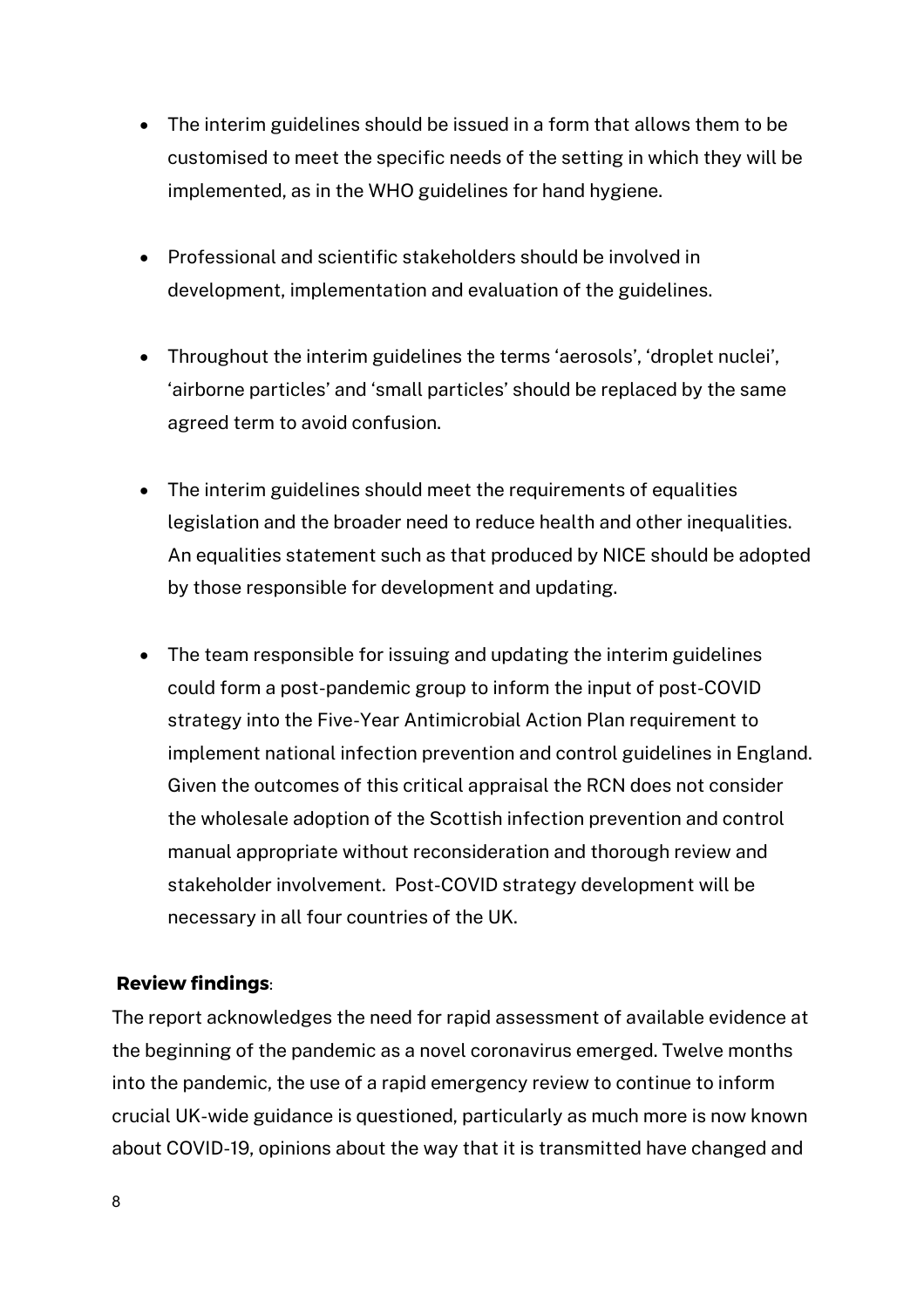- The interim guidelines should be issued in a form that allows them to be customised to meet the specific needs of the setting in which they will be implemented, as in the WHO guidelines for hand hygiene.

- Professional and scientific stakeholders should be involved in development, implementation and evaluation of the guidelines.

- Throughout the interim guidelines the terms 'aerosols', 'droplet nuclei', 'airborne particles' and 'small particles' should be replaced by the same agreed term to avoid confusion.

- The interim guidelines should meet the requirements of equalities legislation and the broader need to reduce health and other inequalities. An equalities statement such as that produced by NICE should be adopted by those responsible for development and updating.

- The team responsible for issuing and updating the interim guidelines could form a post-pandemic group to inform the input of post-COVID strategy into the Five-Year Antimicrobial Action Plan requirement to implement national infection prevention and control guidelines in England. Given the outcomes of this critical appraisal the RCN does not consider the wholesale adoption of the Scottish infection prevention and control manual appropriate without reconsideration and thorough review and stakeholder involvement. Post-COVID strategy development will be necessary in all four countries of the UK.

**Review findings**:

The report acknowledges the need for rapid assessment of available evidence at the beginning of the pandemic as a novel coronavirus emerged. Twelve months into the pandemic, the use of a rapid emergency review to continue to inform crucial UK-wide guidance is questioned, particularly as much more is now known about COVID-19, opinions about the way that it is transmitted have changed and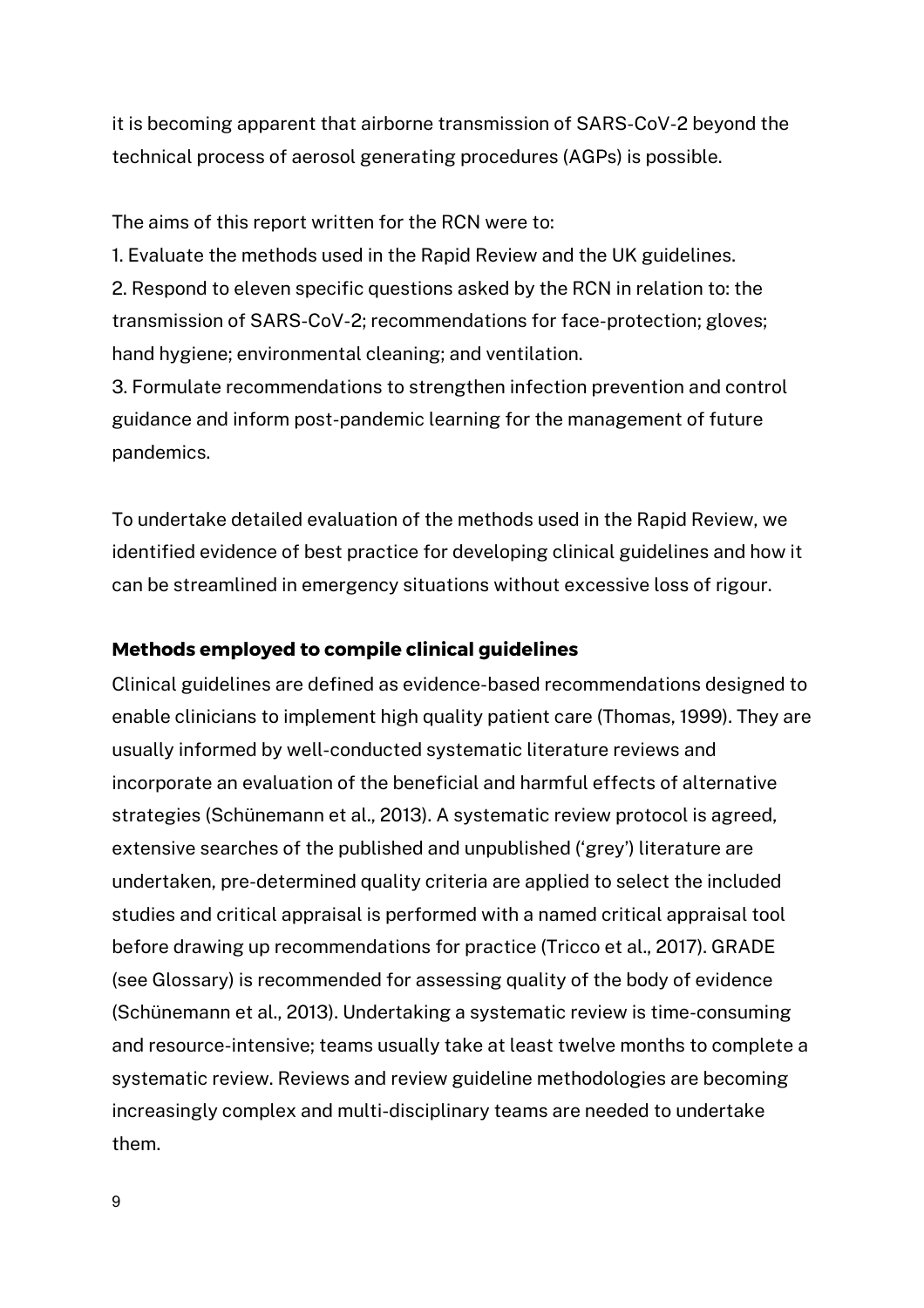it is becoming apparent that airborne transmission of SARS-CoV-2 beyond the technical process of aerosol generating procedures (AGPs) is possible.

The aims of this report written for the RCN were to:

1. Evaluate the methods used in the Rapid Review and the UK guidelines.
2. Respond to eleven specific questions asked by the RCN in relation to: the transmission of SARS-CoV-2; recommendations for face-protection; gloves; hand hygiene; environmental cleaning; and ventilation.
3. Formulate recommendations to strengthen infection prevention and control guidance and inform post-pandemic learning for the management of future pandemics.

To undertake detailed evaluation of the methods used in the Rapid Review, we identified evidence of best practice for developing clinical guidelines and how it can be streamlined in emergency situations without excessive loss of rigour.

## Methods employed to compile clinical guidelines

Clinical guidelines are defined as evidence-based recommendations designed to enable clinicians to implement high quality patient care (Thomas, 1999). They are usually informed by well-conducted systematic literature reviews and incorporate an evaluation of the beneficial and harmful effects of alternative strategies (Schünemann et al., 2013). A systematic review protocol is agreed, extensive searches of the published and unpublished ('grey') literature are undertaken, pre-determined quality criteria are applied to select the included studies and critical appraisal is performed with a named critical appraisal tool before drawing up recommendations for practice (Tricco et al., 2017). GRADE (see Glossary) is recommended for assessing quality of the body of evidence (Schünemann et al., 2013). Undertaking a systematic review is time-consuming and resource-intensive; teams usually take at least twelve months to complete a systematic review. Reviews and review guideline methodologies are becoming increasingly complex and multi-disciplinary teams are needed to undertake them.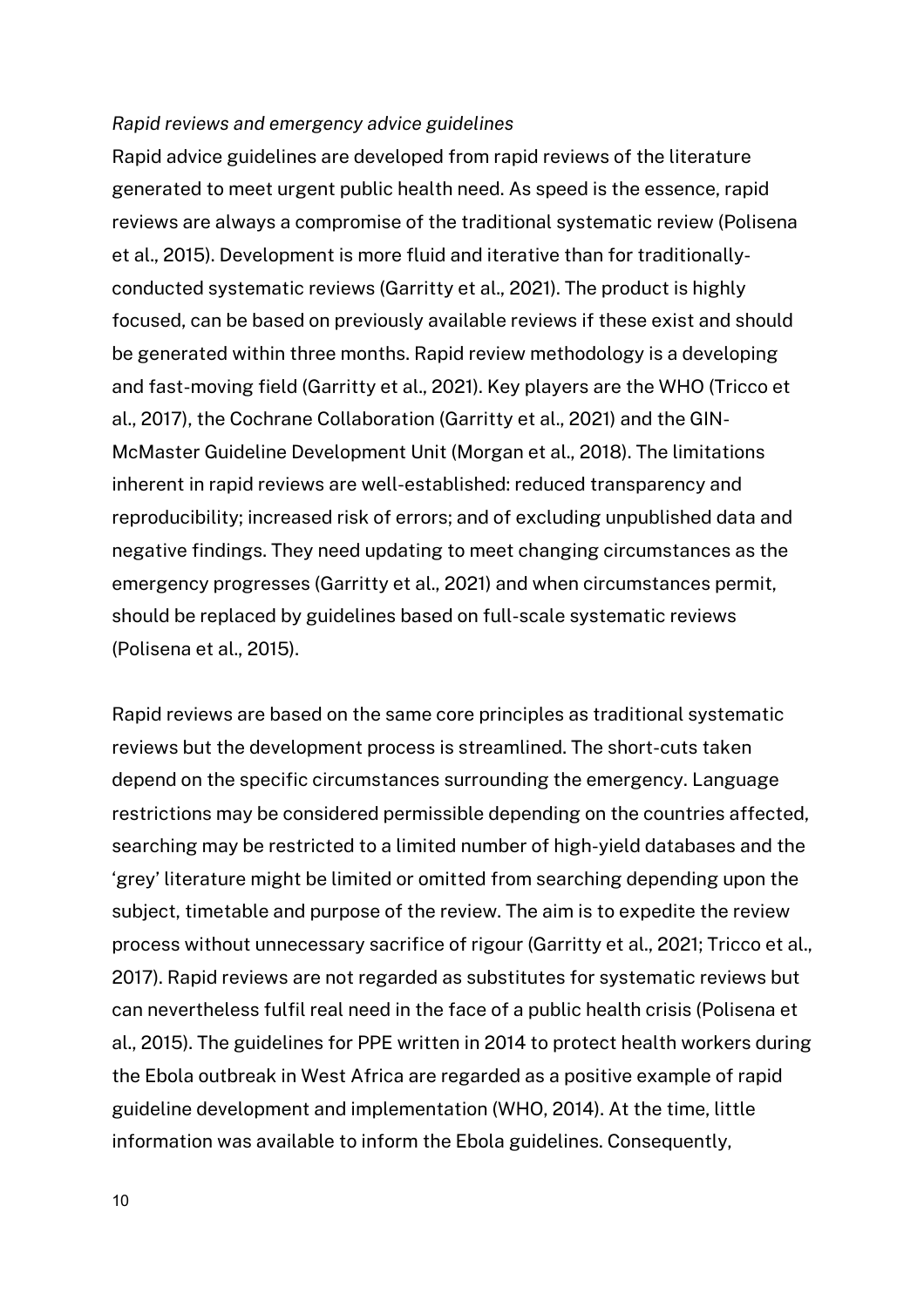*Rapid reviews and emergency advice guidelines*

Rapid advice guidelines are developed from rapid reviews of the literature generated to meet urgent public health need. As speed is the essence, rapid reviews are always a compromise of the traditional systematic review (Polisena et al., 2015). Development is more fluid and iterative than for traditionally-conducted systematic reviews (Garritty et al., 2021). The product is highly focused, can be based on previously available reviews if these exist and should be generated within three months. Rapid review methodology is a developing and fast-moving field (Garritty et al., 2021). Key players are the WHO (Tricco et al., 2017), the Cochrane Collaboration (Garritty et al., 2021) and the GIN-McMaster Guideline Development Unit (Morgan et al., 2018). The limitations inherent in rapid reviews are well-established: reduced transparency and reproducibility; increased risk of errors; and of excluding unpublished data and negative findings. They need updating to meet changing circumstances as the emergency progresses (Garritty et al., 2021) and when circumstances permit, should be replaced by guidelines based on full-scale systematic reviews (Polisena et al., 2015).

Rapid reviews are based on the same core principles as traditional systematic reviews but the development process is streamlined. The short-cuts taken depend on the specific circumstances surrounding the emergency. Language restrictions may be considered permissible depending on the countries affected, searching may be restricted to a limited number of high-yield databases and the 'grey' literature might be limited or omitted from searching depending upon the subject, timetable and purpose of the review. The aim is to expedite the review process without unnecessary sacrifice of rigour (Garritty et al., 2021; Tricco et al., 2017). Rapid reviews are not regarded as substitutes for systematic reviews but can nevertheless fulfil real need in the face of a public health crisis (Polisena et al., 2015). The guidelines for PPE written in 2014 to protect health workers during the Ebola outbreak in West Africa are regarded as a positive example of rapid guideline development and implementation (WHO, 2014). At the time, little information was available to inform the Ebola guidelines. Consequently,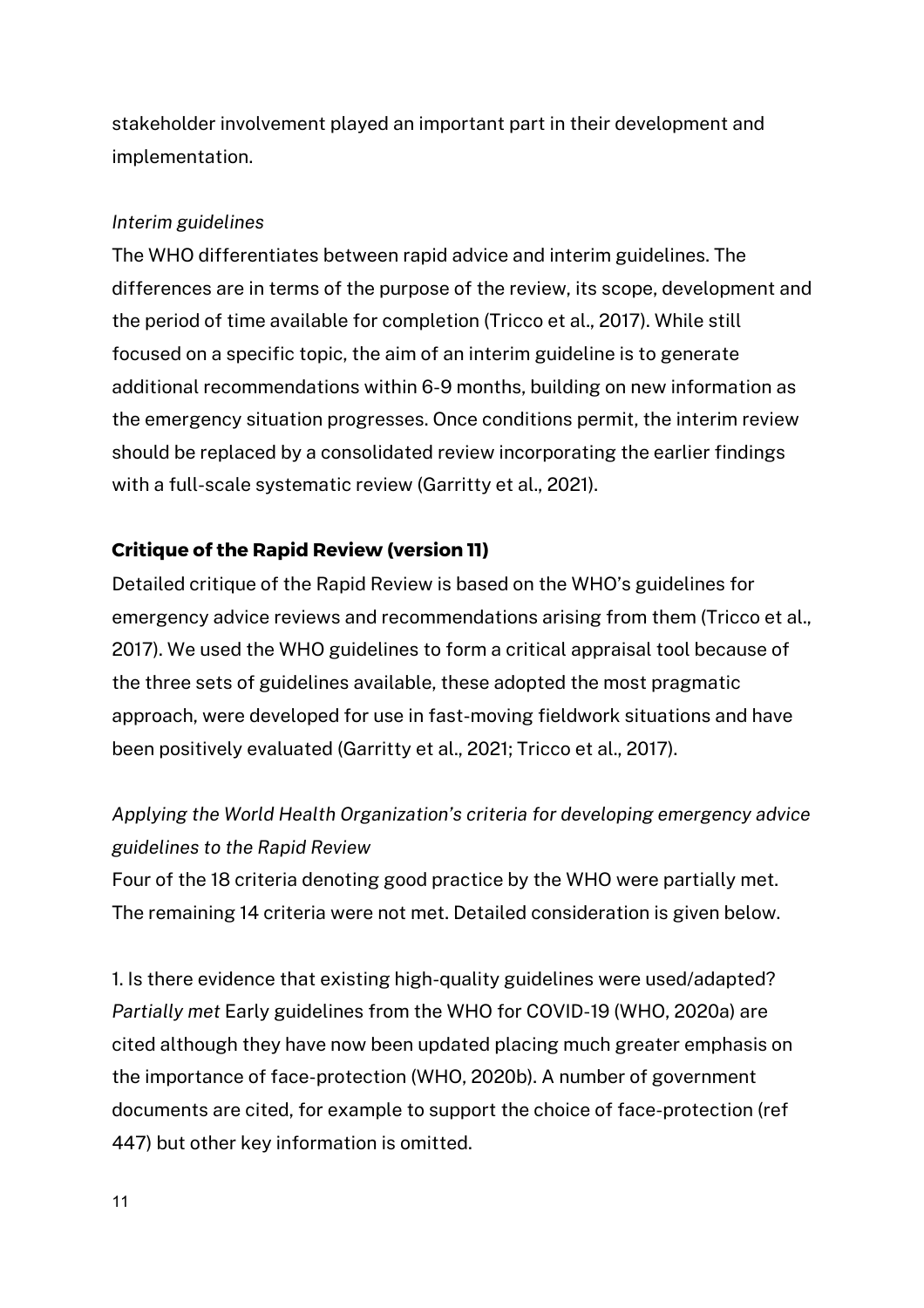stakeholder involvement played an important part in their development and implementation.

*Interim guidelines*

The WHO differentiates between rapid advice and interim guidelines. The differences are in terms of the purpose of the review, its scope, development and the period of time available for completion (Tricco et al., 2017). While still focused on a specific topic, the aim of an interim guideline is to generate additional recommendations within 6-9 months, building on new information as the emergency situation progresses. Once conditions permit, the interim review should be replaced by a consolidated review incorporating the earlier findings with a full-scale systematic review (Garritty et al., 2021).

## Critique of the Rapid Review (version 11)

Detailed critique of the Rapid Review is based on the WHO's guidelines for emergency advice reviews and recommendations arising from them (Tricco et al., 2017). We used the WHO guidelines to form a critical appraisal tool because of the three sets of guidelines available, these adopted the most pragmatic approach, were developed for use in fast-moving fieldwork situations and have been positively evaluated (Garritty et al., 2021; Tricco et al., 2017).

*Applying the World Health Organization's criteria for developing emergency advice guidelines to the Rapid Review*

Four of the 18 criteria denoting good practice by the WHO were partially met. The remaining 14 criteria were not met. Detailed consideration is given below.

1. Is there evidence that existing high-quality guidelines were used/adapted? *Partially met* Early guidelines from the WHO for COVID-19 (WHO, 2020a) are cited although they have now been updated placing much greater emphasis on the importance of face-protection (WHO, 2020b). A number of government documents are cited, for example to support the choice of face-protection (ref 447) but other key information is omitted.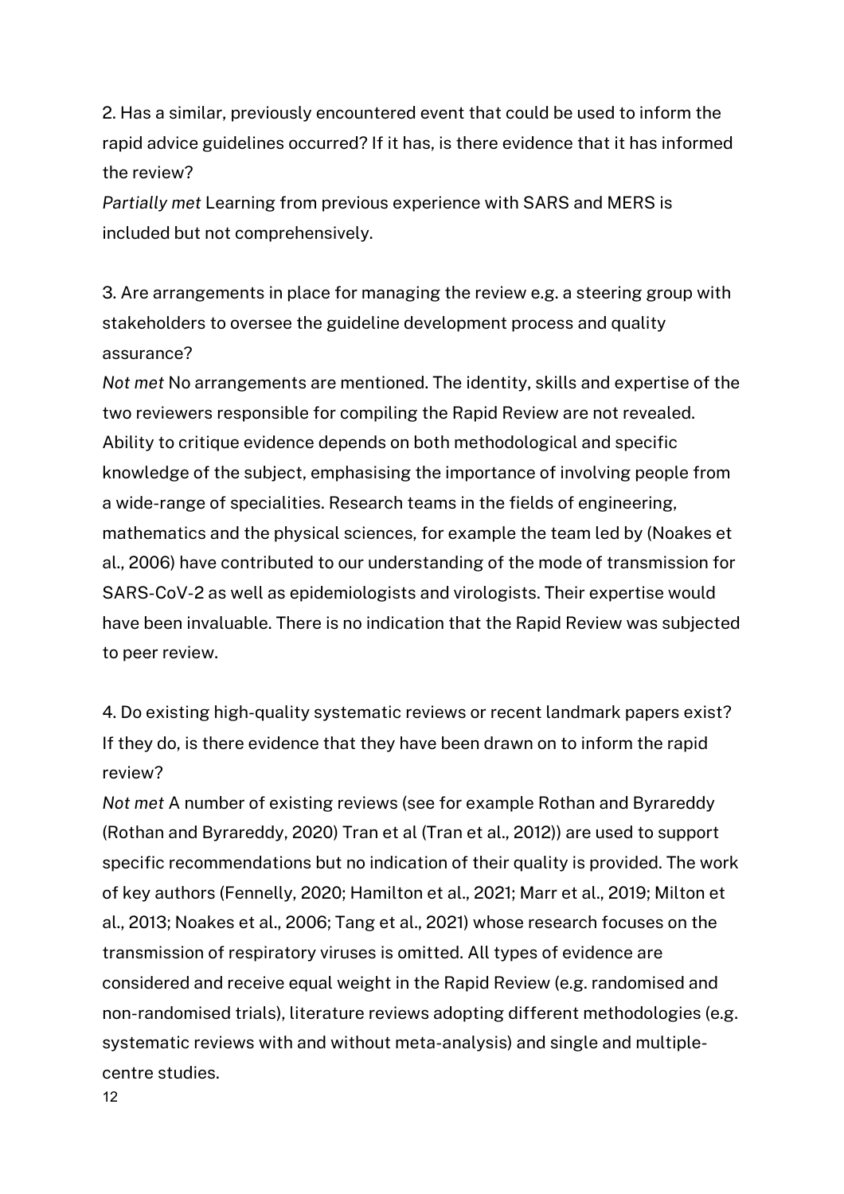2. Has a similar, previously encountered event that could be used to inform the rapid advice guidelines occurred? If it has, is there evidence that it has informed the review?

*Partially met* Learning from previous experience with SARS and MERS is included but not comprehensively.

3. Are arrangements in place for managing the review e.g. a steering group with stakeholders to oversee the guideline development process and quality assurance?

*Not met* No arrangements are mentioned. The identity, skills and expertise of the two reviewers responsible for compiling the Rapid Review are not revealed. Ability to critique evidence depends on both methodological and specific knowledge of the subject, emphasising the importance of involving people from a wide-range of specialities. Research teams in the fields of engineering, mathematics and the physical sciences, for example the team led by (Noakes et al., 2006) have contributed to our understanding of the mode of transmission for SARS-CoV-2 as well as epidemiologists and virologists. Their expertise would have been invaluable. There is no indication that the Rapid Review was subjected to peer review.

4. Do existing high-quality systematic reviews or recent landmark papers exist? If they do, is there evidence that they have been drawn on to inform the rapid review?

*Not met* A number of existing reviews (see for example Rothan and Byrareddy (Rothan and Byrareddy, 2020) Tran et al (Tran et al., 2012)) are used to support specific recommendations but no indication of their quality is provided. The work of key authors (Fennelly, 2020; Hamilton et al., 2021; Marr et al., 2019; Milton et al., 2013; Noakes et al., 2006; Tang et al., 2021) whose research focuses on the transmission of respiratory viruses is omitted. All types of evidence are considered and receive equal weight in the Rapid Review (e.g. randomised and non-randomised trials), literature reviews adopting different methodologies (e.g. systematic reviews with and without meta-analysis) and single and multiple-centre studies.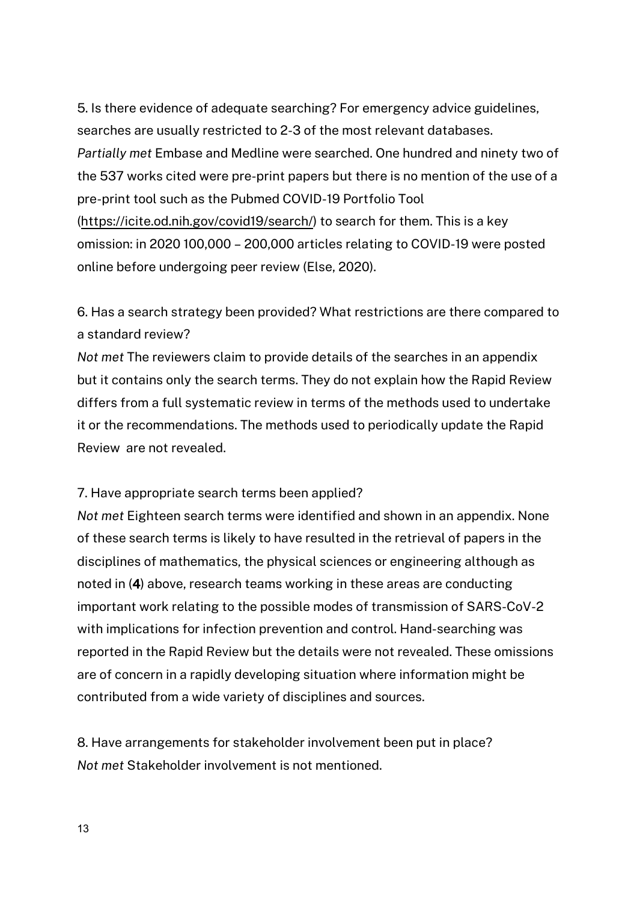5. Is there evidence of adequate searching? For emergency advice guidelines, searches are usually restricted to 2-3 of the most relevant databases.
*Partially met* Embase and Medline were searched. One hundred and ninety two of the 537 works cited were pre-print papers but there is no mention of the use of a pre-print tool such as the Pubmed COVID-19 Portfolio Tool (https://icite.od.nih.gov/covid19/search/) to search for them. This is a key omission: in 2020 100,000 – 200,000 articles relating to COVID-19 were posted online before undergoing peer review (Else, 2020).

6. Has a search strategy been provided? What restrictions are there compared to a standard review?
*Not met* The reviewers claim to provide details of the searches in an appendix but it contains only the search terms. They do not explain how the Rapid Review differs from a full systematic review in terms of the methods used to undertake it or the recommendations. The methods used to periodically update the Rapid Review are not revealed.

7. Have appropriate search terms been applied?
*Not met* Eighteen search terms were identified and shown in an appendix. None of these search terms is likely to have resulted in the retrieval of papers in the disciplines of mathematics, the physical sciences or engineering although as noted in (**4**) above, research teams working in these areas are conducting important work relating to the possible modes of transmission of SARS-CoV-2 with implications for infection prevention and control. Hand-searching was reported in the Rapid Review but the details were not revealed. These omissions are of concern in a rapidly developing situation where information might be contributed from a wide variety of disciplines and sources.

8. Have arrangements for stakeholder involvement been put in place?
*Not met* Stakeholder involvement is not mentioned.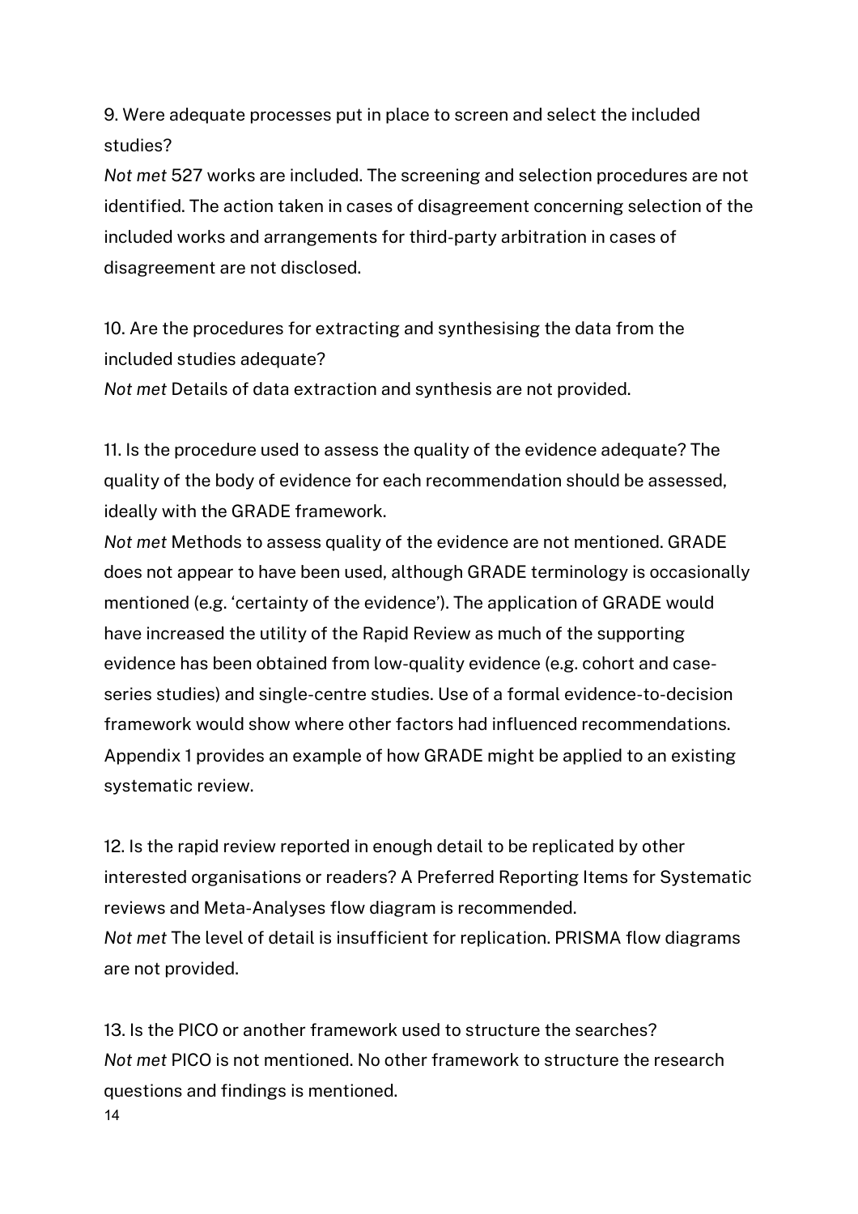9. Were adequate processes put in place to screen and select the included studies?

*Not met* 527 works are included. The screening and selection procedures are not identified. The action taken in cases of disagreement concerning selection of the included works and arrangements for third-party arbitration in cases of disagreement are not disclosed.

10. Are the procedures for extracting and synthesising the data from the included studies adequate?

*Not met* Details of data extraction and synthesis are not provided.

11. Is the procedure used to assess the quality of the evidence adequate? The quality of the body of evidence for each recommendation should be assessed, ideally with the GRADE framework.

*Not met* Methods to assess quality of the evidence are not mentioned. GRADE does not appear to have been used, although GRADE terminology is occasionally mentioned (e.g. 'certainty of the evidence'). The application of GRADE would have increased the utility of the Rapid Review as much of the supporting evidence has been obtained from low-quality evidence (e.g. cohort and case-series studies) and single-centre studies. Use of a formal evidence-to-decision framework would show where other factors had influenced recommendations. Appendix 1 provides an example of how GRADE might be applied to an existing systematic review.

12. Is the rapid review reported in enough detail to be replicated by other interested organisations or readers? A Preferred Reporting Items for Systematic reviews and Meta-Analyses flow diagram is recommended.

*Not met* The level of detail is insufficient for replication. PRISMA flow diagrams are not provided.

13. Is the PICO or another framework used to structure the searches?

*Not met* PICO is not mentioned. No other framework to structure the research questions and findings is mentioned.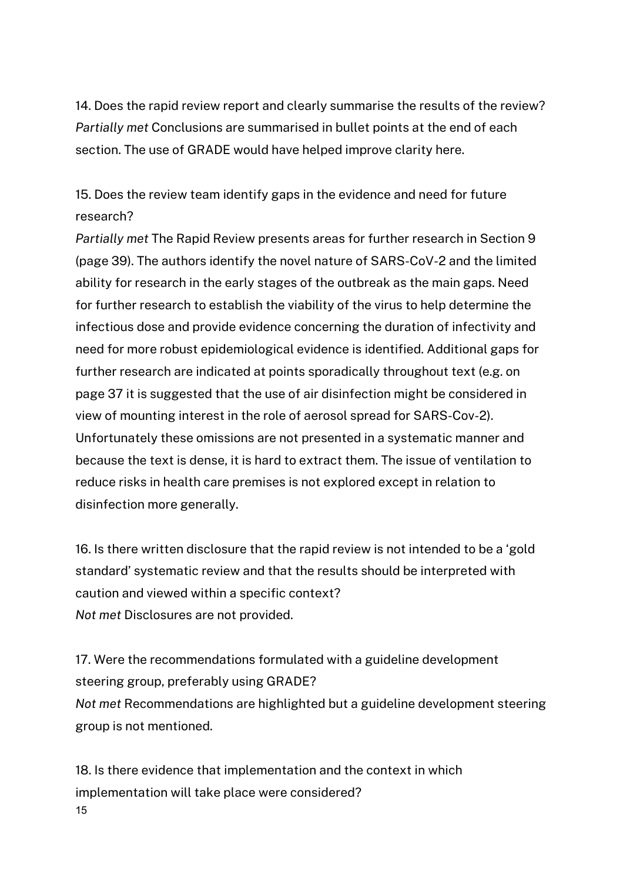14. Does the rapid review report and clearly summarise the results of the review?
*Partially met* Conclusions are summarised in bullet points at the end of each section. The use of GRADE would have helped improve clarity here.

15. Does the review team identify gaps in the evidence and need for future research?
*Partially met* The Rapid Review presents areas for further research in Section 9 (page 39). The authors identify the novel nature of SARS-CoV-2 and the limited ability for research in the early stages of the outbreak as the main gaps. Need for further research to establish the viability of the virus to help determine the infectious dose and provide evidence concerning the duration of infectivity and need for more robust epidemiological evidence is identified. Additional gaps for further research are indicated at points sporadically throughout text (e.g. on page 37 it is suggested that the use of air disinfection might be considered in view of mounting interest in the role of aerosol spread for SARS-Cov-2). Unfortunately these omissions are not presented in a systematic manner and because the text is dense, it is hard to extract them. The issue of ventilation to reduce risks in health care premises is not explored except in relation to disinfection more generally.

16. Is there written disclosure that the rapid review is not intended to be a 'gold standard' systematic review and that the results should be interpreted with caution and viewed within a specific context?
*Not met* Disclosures are not provided.

17. Were the recommendations formulated with a guideline development steering group, preferably using GRADE?
*Not met* Recommendations are highlighted but a guideline development steering group is not mentioned.

18. Is there evidence that implementation and the context in which implementation will take place were considered?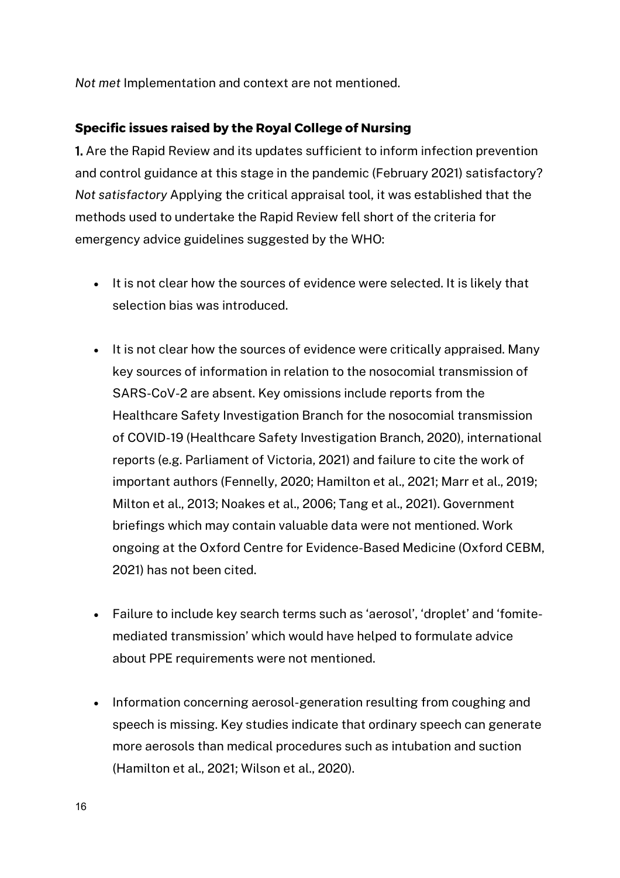*Not met* Implementation and context are not mentioned.

### Specific issues raised by the Royal College of Nursing

**1.** Are the Rapid Review and its updates sufficient to inform infection prevention and control guidance at this stage in the pandemic (February 2021) satisfactory? *Not satisfactory* Applying the critical appraisal tool, it was established that the methods used to undertake the Rapid Review fell short of the criteria for emergency advice guidelines suggested by the WHO:

- It is not clear how the sources of evidence were selected. It is likely that selection bias was introduced.

- It is not clear how the sources of evidence were critically appraised. Many key sources of information in relation to the nosocomial transmission of SARS-CoV-2 are absent. Key omissions include reports from the Healthcare Safety Investigation Branch for the nosocomial transmission of COVID-19 (Healthcare Safety Investigation Branch, 2020), international reports (e.g. Parliament of Victoria, 2021) and failure to cite the work of important authors (Fennelly, 2020; Hamilton et al., 2021; Marr et al., 2019; Milton et al., 2013; Noakes et al., 2006; Tang et al., 2021). Government briefings which may contain valuable data were not mentioned. Work ongoing at the Oxford Centre for Evidence-Based Medicine (Oxford CEBM, 2021) has not been cited.

- Failure to include key search terms such as 'aerosol', 'droplet' and 'fomite-mediated transmission' which would have helped to formulate advice about PPE requirements were not mentioned.

- Information concerning aerosol-generation resulting from coughing and speech is missing. Key studies indicate that ordinary speech can generate more aerosols than medical procedures such as intubation and suction (Hamilton et al., 2021; Wilson et al., 2020).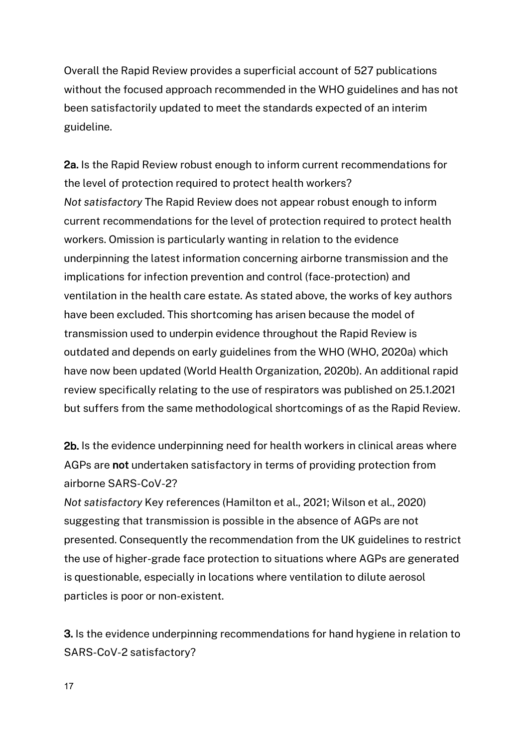Overall the Rapid Review provides a superficial account of 527 publications without the focused approach recommended in the WHO guidelines and has not been satisfactorily updated to meet the standards expected of an interim guideline.

**2a.** Is the Rapid Review robust enough to inform current recommendations for the level of protection required to protect health workers?
*Not satisfactory* The Rapid Review does not appear robust enough to inform current recommendations for the level of protection required to protect health workers. Omission is particularly wanting in relation to the evidence underpinning the latest information concerning airborne transmission and the implications for infection prevention and control (face-protection) and ventilation in the health care estate. As stated above, the works of key authors have been excluded. This shortcoming has arisen because the model of transmission used to underpin evidence throughout the Rapid Review is outdated and depends on early guidelines from the WHO (WHO, 2020a) which have now been updated (World Health Organization, 2020b). An additional rapid review specifically relating to the use of respirators was published on 25.1.2021 but suffers from the same methodological shortcomings of as the Rapid Review.

**2b.** Is the evidence underpinning need for health workers in clinical areas where AGPs are **not** undertaken satisfactory in terms of providing protection from airborne SARS-CoV-2?
*Not satisfactory* Key references (Hamilton et al., 2021; Wilson et al., 2020) suggesting that transmission is possible in the absence of AGPs are not presented. Consequently the recommendation from the UK guidelines to restrict the use of higher-grade face protection to situations where AGPs are generated is questionable, especially in locations where ventilation to dilute aerosol particles is poor or non-existent.

**3.** Is the evidence underpinning recommendations for hand hygiene in relation to SARS-CoV-2 satisfactory?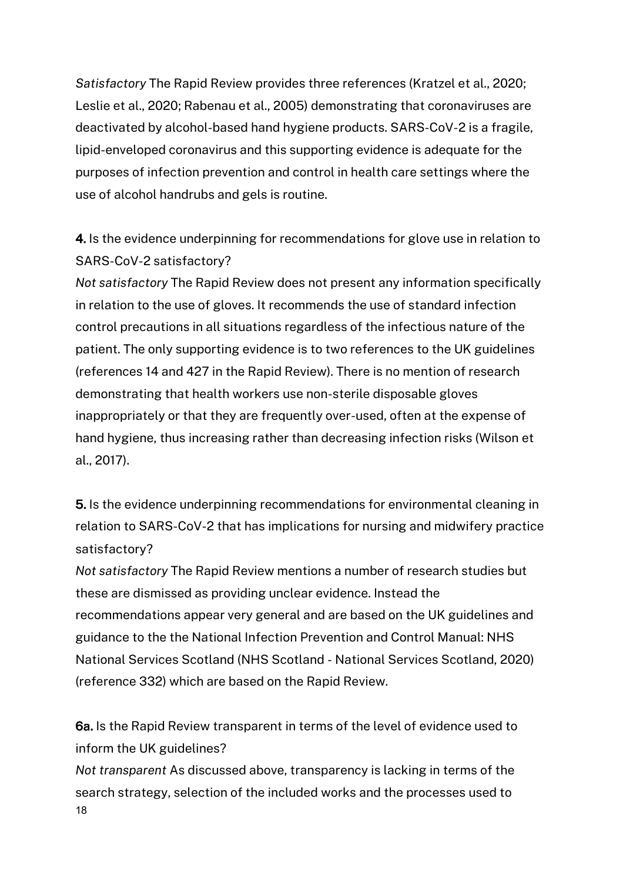*Satisfactory* The Rapid Review provides three references (Kratzel et al., 2020; Leslie et al., 2020; Rabenau et al., 2005) demonstrating that coronaviruses are deactivated by alcohol-based hand hygiene products. SARS-CoV-2 is a fragile, lipid-enveloped coronavirus and this supporting evidence is adequate for the purposes of infection prevention and control in health care settings where the use of alcohol handrubs and gels is routine.

**4.** Is the evidence underpinning for recommendations for glove use in relation to SARS-CoV-2 satisfactory?

*Not satisfactory* The Rapid Review does not present any information specifically in relation to the use of gloves. It recommends the use of standard infection control precautions in all situations regardless of the infectious nature of the patient. The only supporting evidence is to two references to the UK guidelines (references 14 and 427 in the Rapid Review). There is no mention of research demonstrating that health workers use non-sterile disposable gloves inappropriately or that they are frequently over-used, often at the expense of hand hygiene, thus increasing rather than decreasing infection risks (Wilson et al., 2017).

**5.** Is the evidence underpinning recommendations for environmental cleaning in relation to SARS-CoV-2 that has implications for nursing and midwifery practice satisfactory?

*Not satisfactory* The Rapid Review mentions a number of research studies but these are dismissed as providing unclear evidence. Instead the recommendations appear very general and are based on the UK guidelines and guidance to the the National Infection Prevention and Control Manual: NHS National Services Scotland (NHS Scotland - National Services Scotland, 2020) (reference 332) which are based on the Rapid Review.

**6a.** Is the Rapid Review transparent in terms of the level of evidence used to inform the UK guidelines?

*Not transparent* As discussed above, transparency is lacking in terms of the search strategy, selection of the included works and the processes used to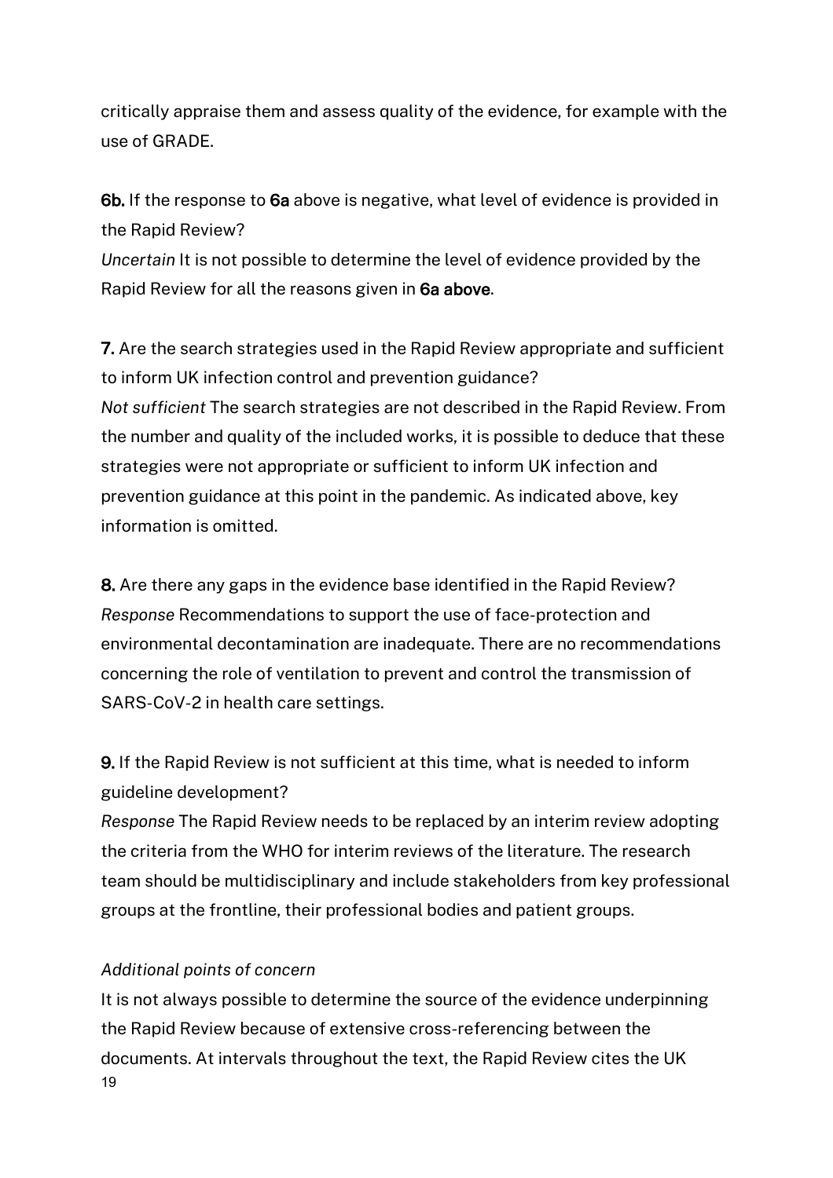critically appraise them and assess quality of the evidence, for example with the use of GRADE.

**6b.** If the response to **6a** above is negative, what level of evidence is provided in the Rapid Review?
*Uncertain* It is not possible to determine the level of evidence provided by the Rapid Review for all the reasons given in **6a above**.

**7.** Are the search strategies used in the Rapid Review appropriate and sufficient to inform UK infection control and prevention guidance?
*Not sufficient* The search strategies are not described in the Rapid Review. From the number and quality of the included works, it is possible to deduce that these strategies were not appropriate or sufficient to inform UK infection and prevention guidance at this point in the pandemic. As indicated above, key information is omitted.

**8.** Are there any gaps in the evidence base identified in the Rapid Review?
*Response* Recommendations to support the use of face-protection and environmental decontamination are inadequate. There are no recommendations concerning the role of ventilation to prevent and control the transmission of SARS-CoV-2 in health care settings.

**9.** If the Rapid Review is not sufficient at this time, what is needed to inform guideline development?
*Response* The Rapid Review needs to be replaced by an interim review adopting the criteria from the WHO for interim reviews of the literature. The research team should be multidisciplinary and include stakeholders from key professional groups at the frontline, their professional bodies and patient groups.

*Additional points of concern*

It is not always possible to determine the source of the evidence underpinning the Rapid Review because of extensive cross-referencing between the documents. At intervals throughout the text, the Rapid Review cites the UK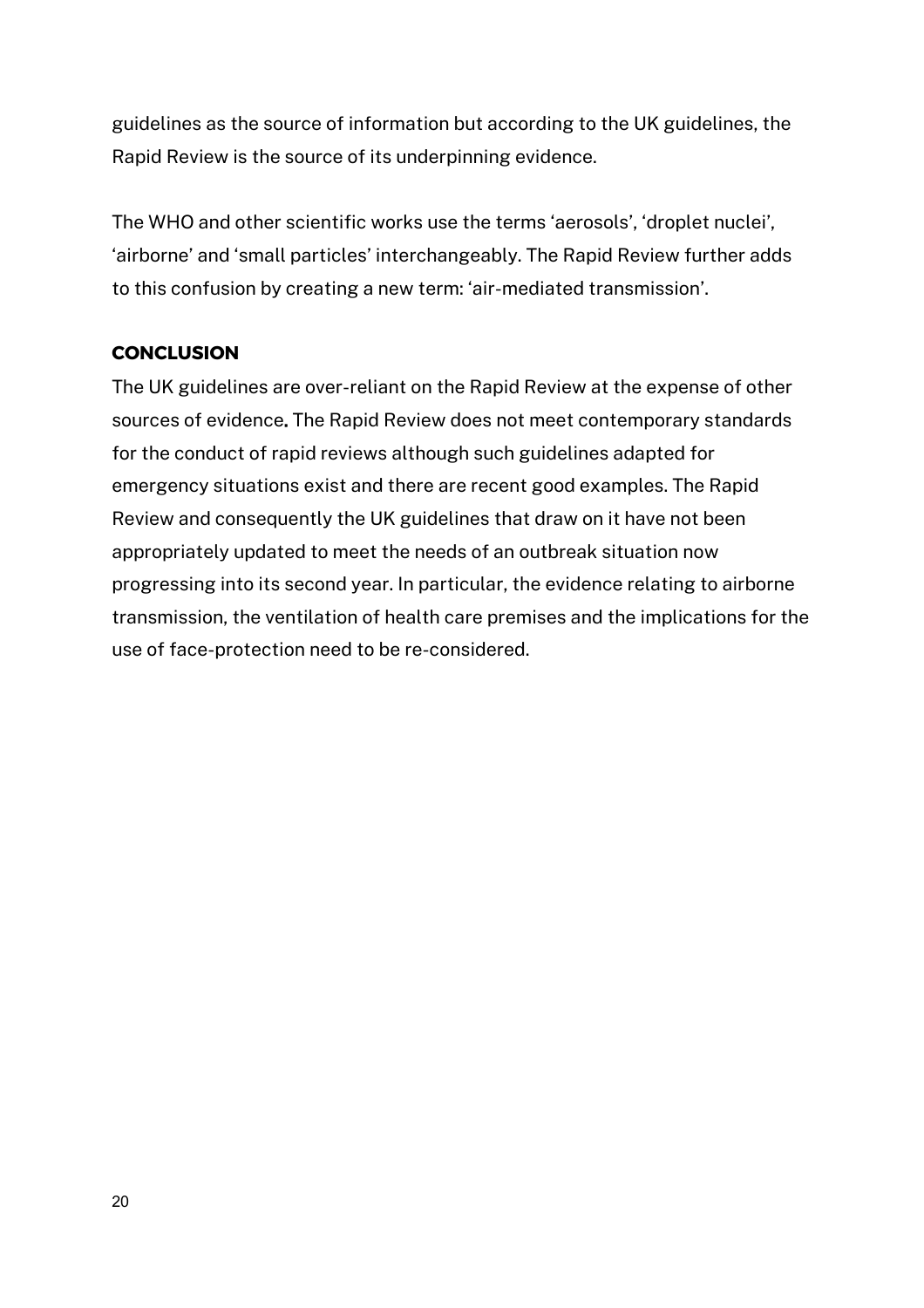guidelines as the source of information but according to the UK guidelines, the Rapid Review is the source of its underpinning evidence.

The WHO and other scientific works use the terms 'aerosols', 'droplet nuclei', 'airborne' and 'small particles' interchangeably. The Rapid Review further adds to this confusion by creating a new term: 'air-mediated transmission'.

## CONCLUSION

The UK guidelines are over-reliant on the Rapid Review at the expense of other sources of evidence**.** The Rapid Review does not meet contemporary standards for the conduct of rapid reviews although such guidelines adapted for emergency situations exist and there are recent good examples. The Rapid Review and consequently the UK guidelines that draw on it have not been appropriately updated to meet the needs of an outbreak situation now progressing into its second year. In particular, the evidence relating to airborne transmission, the ventilation of health care premises and the implications for the use of face-protection need to be re-considered.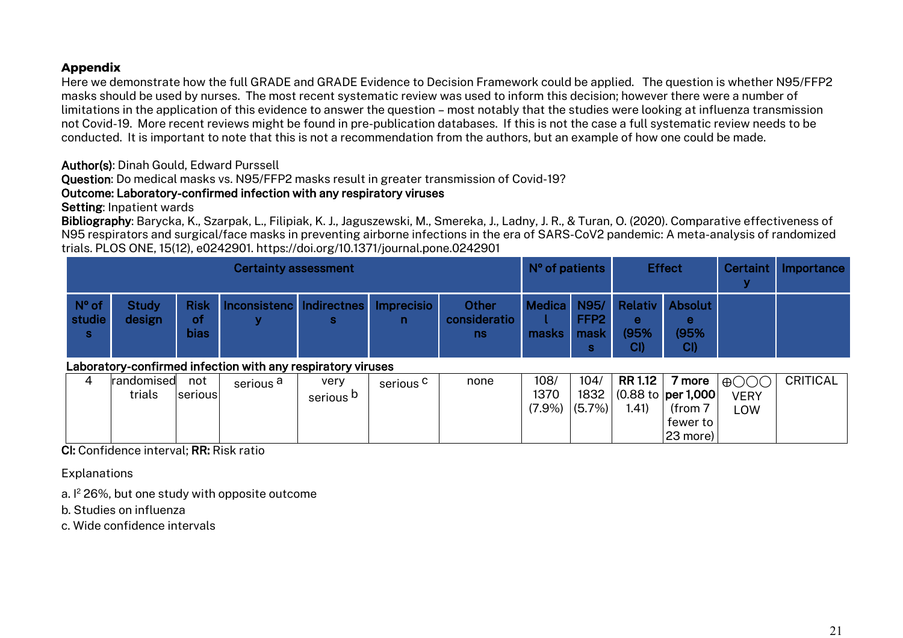**Appendix**

Here we demonstrate how the full GRADE and GRADE Evidence to Decision Framework could be applied. The question is whether N95/FFP2 masks should be used by nurses. The most recent systematic review was used to inform this decision; however there were a number of limitations in the application of this evidence to answer the question – most notably that the studies were looking at influenza transmission not Covid-19. More recent reviews might be found in pre-publication databases. If this is not the case a full systematic review needs to be conducted. It is important to note that this is not a recommendation from the authors, but an example of how one could be made.

**Author(s)**: Dinah Gould, Edward Purssell
**Question**: Do medical masks vs. N95/FFP2 masks result in greater transmission of Covid-19?
**Outcome: Laboratory-confirmed infection with any respiratory viruses**
**Setting**: Inpatient wards
**Bibliography**: Barycka, K., Szarpak, L., Filipiak, K. J., Jaguszewski, M., Smereka, J., Ladny, J. R., & Turan, O. (2020). Comparative effectiveness of N95 respirators and surgical/face masks in preventing airborne infections in the era of SARS-CoV2 pandemic: A meta-analysis of randomized trials. PLOS ONE, 15(12), e0242901. https://doi.org/10.1371/journal.pone.0242901

| Certainty assessment | | | | | | | Nº of patients | | Effect | | Certainty | Importance |
|---|---|---|---|---|---|---|---|---|---|---|---|---|
| Nº of studies | Study design | Risk of bias | Inconsistency | Indirectness | Imprecision | Other considerations | Medical masks | N95/ FFP2 masks | Relative (95% CI) | Absolute (95% CI) | | |
| **Laboratory-confirmed infection with any respiratory viruses** | | | | | | | | | | | | |
| 4 | randomised trials | not serious | serious [a] | very serious [b] | serious [c] | none | 108/ 1370 (7.9%) | 104/ 1832 (5.7%) | **RR 1.12** (0.88 to 1.41) | **7 more per 1,000** (from 7 fewer to 23 more) | ⨁◯◯◯ VERY LOW | CRITICAL |

**CI:** Confidence interval; **RR:** Risk ratio

Explanations

a. $I^2$ 26%, but one study with opposite outcome

b. Studies on influenza

c. Wide confidence intervals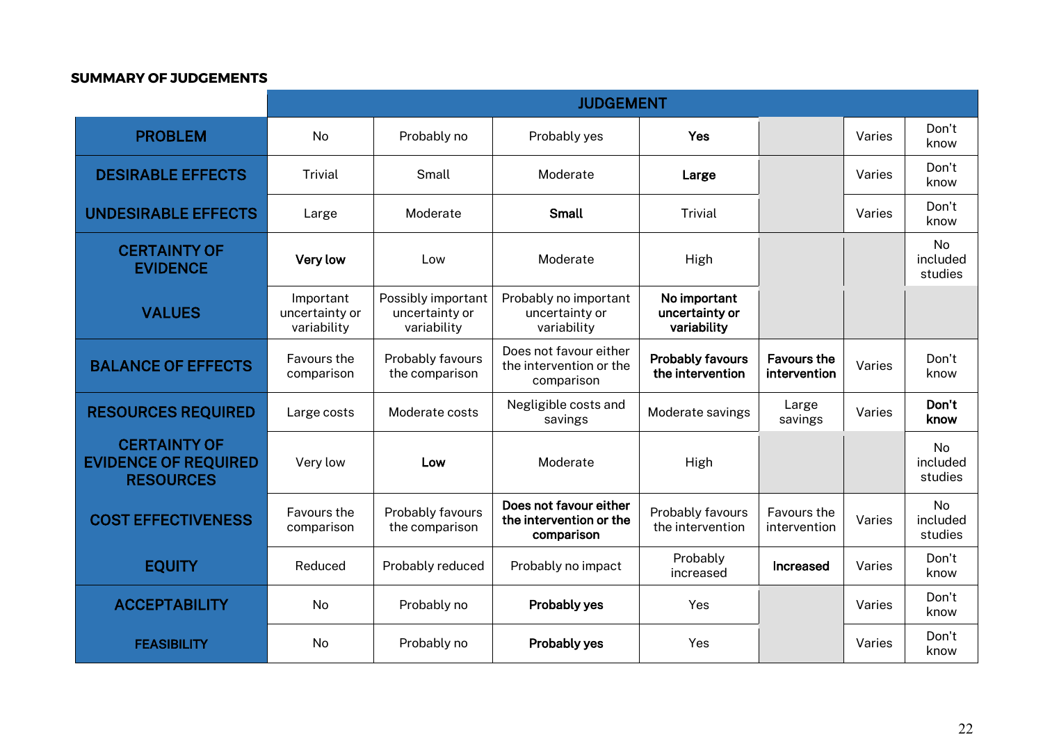**SUMMARY OF JUDGEMENTS**

| | JUDGEMENT | | | | | | |
|---|---|---|---|---|---|---|---|
| **PROBLEM** | No | Probably no | Probably yes | **Yes** | | Varies | Don't know |
| **DESIRABLE EFFECTS** | Trivial | Small | Moderate | **Large** | | Varies | Don't know |
| **UNDESIRABLE EFFECTS** | Large | Moderate | **Small** | Trivial | | Varies | Don't know |
| **CERTAINTY OF EVIDENCE** | **Very low** | Low | Moderate | High | | | No included studies |
| **VALUES** | Important uncertainty or variability | Possibly important uncertainty or variability | Probably no important uncertainty or variability | **No important uncertainty or variability** | | | |
| **BALANCE OF EFFECTS** | Favours the comparison | Probably favours the comparison | Does not favour either the intervention or the comparison | **Probably favours the intervention** | **Favours the intervention** | Varies | Don't know |
| **RESOURCES REQUIRED** | Large costs | Moderate costs | Negligible costs and savings | Moderate savings | Large savings | Varies | **Don't know** |
| **CERTAINTY OF EVIDENCE OF REQUIRED RESOURCES** | Very low | **Low** | Moderate | High | | | No included studies |
| **COST EFFECTIVENESS** | Favours the comparison | Probably favours the comparison | **Does not favour either the intervention or the comparison** | Probably favours the intervention | Favours the intervention | Varies | No included studies |
| **EQUITY** | Reduced | Probably reduced | Probably no impact | Probably increased | **Increased** | Varies | Don't know |
| **ACCEPTABILITY** | No | Probably no | **Probably yes** | Yes | | Varies | Don't know |
| **FEASIBILITY** | No | Probably no | **Probably yes** | Yes | | Varies | Don't know |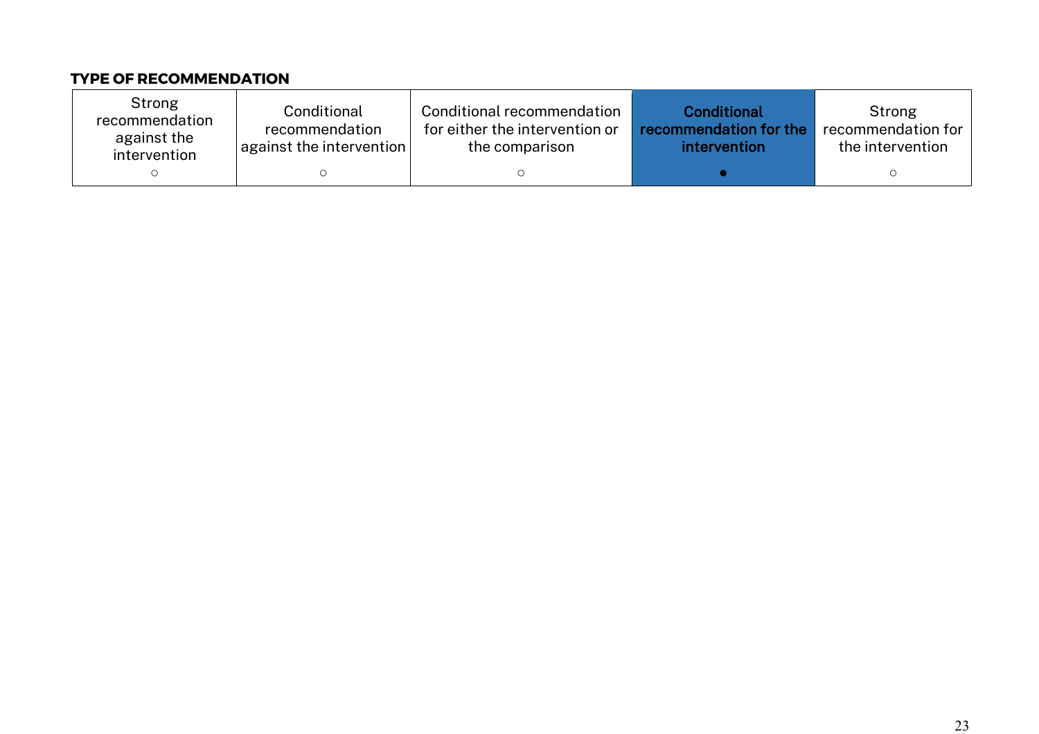**TYPE OF RECOMMENDATION**

| Strong recommendation against the intervention | Conditional recommendation against the intervention | Conditional recommendation for either the intervention or the comparison | **Conditional recommendation for the intervention** | Strong recommendation for the intervention |
|---|---|---|---|---|
| ○ | ○ | ○ | ● | ○ |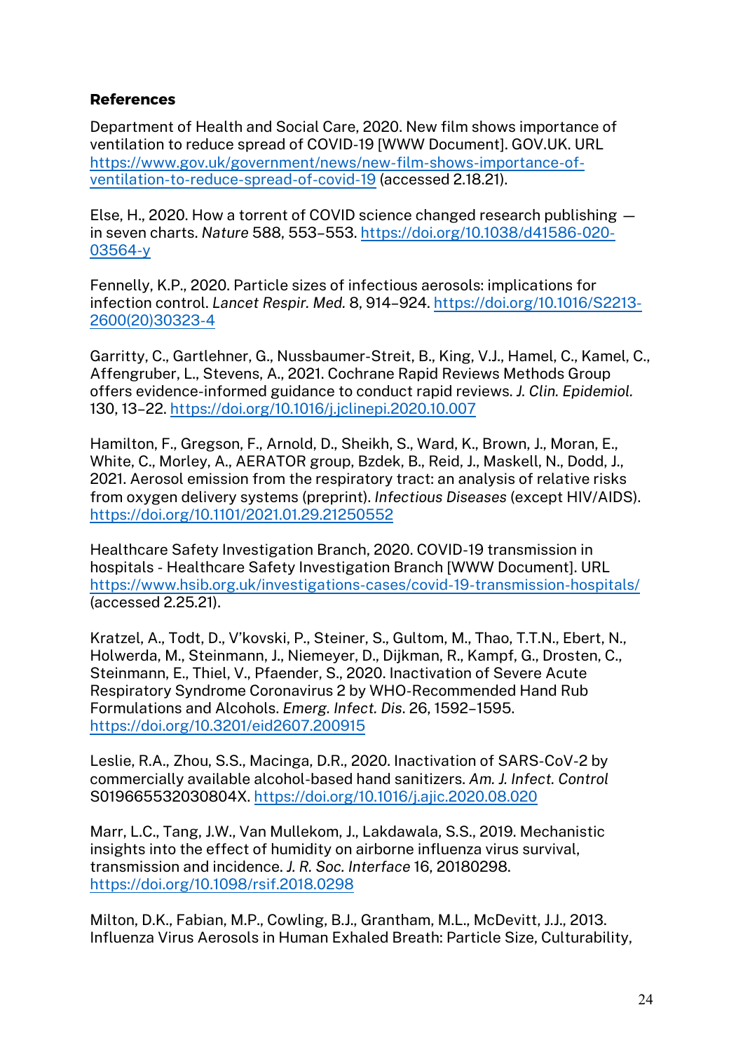**References**

Department of Health and Social Care, 2020. New film shows importance of ventilation to reduce spread of COVID-19 [WWW Document]. GOV.UK. URL https://www.gov.uk/government/news/new-film-shows-importance-of-ventilation-to-reduce-spread-of-covid-19 (accessed 2.18.21).

Else, H., 2020. How a torrent of COVID science changed research publishing — in seven charts. *Nature* 588, 553–553. https://doi.org/10.1038/d41586-020-03564-y

Fennelly, K.P., 2020. Particle sizes of infectious aerosols: implications for infection control. *Lancet Respir. Med.* 8, 914–924. https://doi.org/10.1016/S2213-2600(20)30323-4

Garritty, C., Gartlehner, G., Nussbaumer-Streit, B., King, V.J., Hamel, C., Kamel, C., Affengruber, L., Stevens, A., 2021. Cochrane Rapid Reviews Methods Group offers evidence-informed guidance to conduct rapid reviews. *J. Clin. Epidemiol.* 130, 13–22. https://doi.org/10.1016/j.jclinepi.2020.10.007

Hamilton, F., Gregson, F., Arnold, D., Sheikh, S., Ward, K., Brown, J., Moran, E., White, C., Morley, A., AERATOR group, Bzdek, B., Reid, J., Maskell, N., Dodd, J., 2021. Aerosol emission from the respiratory tract: an analysis of relative risks from oxygen delivery systems (preprint). *Infectious Diseases* (except HIV/AIDS). https://doi.org/10.1101/2021.01.29.21250552

Healthcare Safety Investigation Branch, 2020. COVID-19 transmission in hospitals - Healthcare Safety Investigation Branch [WWW Document]. URL https://www.hsib.org.uk/investigations-cases/covid-19-transmission-hospitals/ (accessed 2.25.21).

Kratzel, A., Todt, D., V'kovski, P., Steiner, S., Gultom, M., Thao, T.T.N., Ebert, N., Holwerda, M., Steinmann, J., Niemeyer, D., Dijkman, R., Kampf, G., Drosten, C., Steinmann, E., Thiel, V., Pfaender, S., 2020. Inactivation of Severe Acute Respiratory Syndrome Coronavirus 2 by WHO-Recommended Hand Rub Formulations and Alcohols. *Emerg. Infect. Dis.* 26, 1592–1595. https://doi.org/10.3201/eid2607.200915

Leslie, R.A., Zhou, S.S., Macinga, D.R., 2020. Inactivation of SARS-CoV-2 by commercially available alcohol-based hand sanitizers. *Am. J. Infect. Control* S019665532030804X. https://doi.org/10.1016/j.ajic.2020.08.020

Marr, L.C., Tang, J.W., Van Mullekom, J., Lakdawala, S.S., 2019. Mechanistic insights into the effect of humidity on airborne influenza virus survival, transmission and incidence. *J. R. Soc. Interface* 16, 20180298. https://doi.org/10.1098/rsif.2018.0298

Milton, D.K., Fabian, M.P., Cowling, B.J., Grantham, M.L., McDevitt, J.J., 2013. Influenza Virus Aerosols in Human Exhaled Breath: Particle Size, Culturability,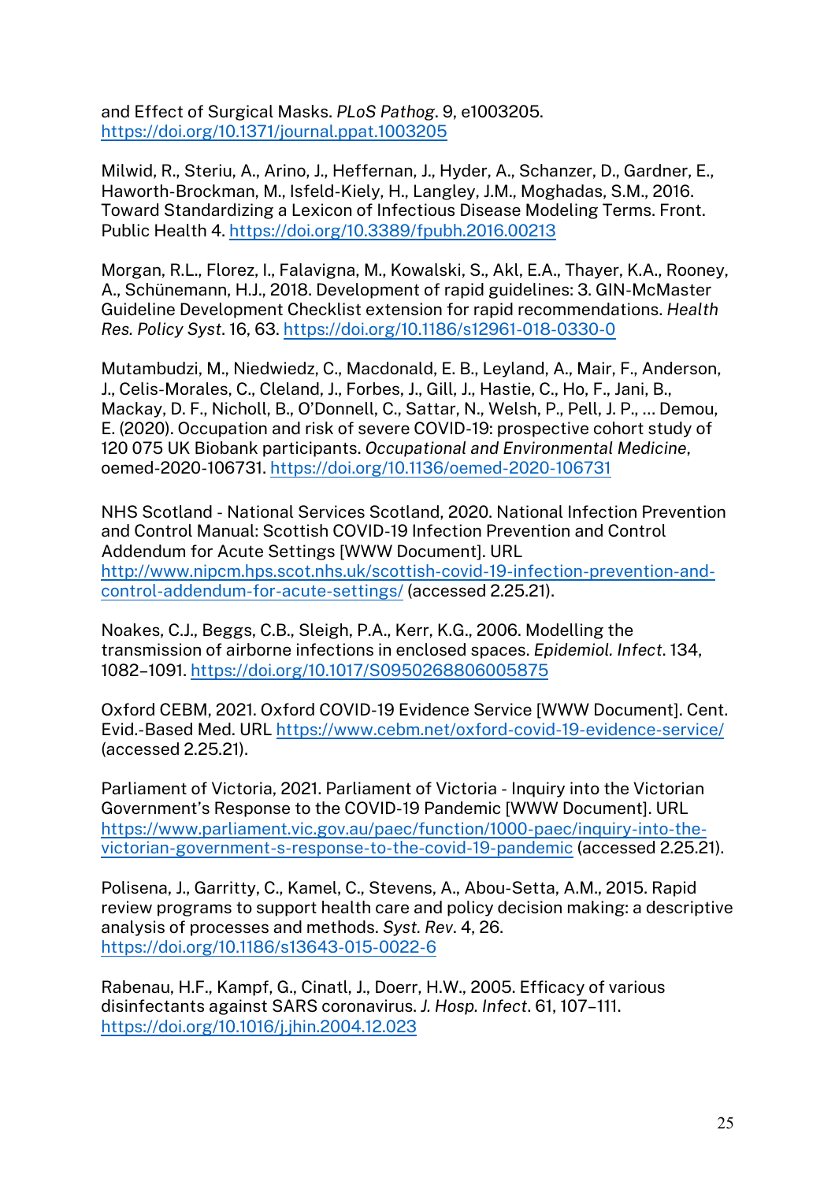and Effect of Surgical Masks. *PLoS Pathog*. 9, e1003205. https://doi.org/10.1371/journal.ppat.1003205

Milwid, R., Steriu, A., Arino, J., Heffernan, J., Hyder, A., Schanzer, D., Gardner, E., Haworth-Brockman, M., Isfeld-Kiely, H., Langley, J.M., Moghadas, S.M., 2016. Toward Standardizing a Lexicon of Infectious Disease Modeling Terms. Front. Public Health 4. https://doi.org/10.3389/fpubh.2016.00213

Morgan, R.L., Florez, I., Falavigna, M., Kowalski, S., Akl, E.A., Thayer, K.A., Rooney, A., Schünemann, H.J., 2018. Development of rapid guidelines: 3. GIN-McMaster Guideline Development Checklist extension for rapid recommendations. *Health Res. Policy Syst*. 16, 63. https://doi.org/10.1186/s12961-018-0330-0

Mutambudzi, M., Niedwiedz, C., Macdonald, E. B., Leyland, A., Mair, F., Anderson, J., Celis-Morales, C., Cleland, J., Forbes, J., Gill, J., Hastie, C., Ho, F., Jani, B., Mackay, D. F., Nicholl, B., O'Donnell, C., Sattar, N., Welsh, P., Pell, J. P., … Demou, E. (2020). Occupation and risk of severe COVID-19: prospective cohort study of 120 075 UK Biobank participants. *Occupational and Environmental Medicine*, oemed-2020-106731. https://doi.org/10.1136/oemed-2020-106731

NHS Scotland - National Services Scotland, 2020. National Infection Prevention and Control Manual: Scottish COVID-19 Infection Prevention and Control Addendum for Acute Settings [WWW Document]. URL http://www.nipcm.hps.scot.nhs.uk/scottish-covid-19-infection-prevention-and-control-addendum-for-acute-settings/ (accessed 2.25.21).

Noakes, C.J., Beggs, C.B., Sleigh, P.A., Kerr, K.G., 2006. Modelling the transmission of airborne infections in enclosed spaces. *Epidemiol. Infect*. 134, 1082–1091. https://doi.org/10.1017/S0950268806005875

Oxford CEBM, 2021. Oxford COVID-19 Evidence Service [WWW Document]. Cent. Evid.-Based Med. URL https://www.cebm.net/oxford-covid-19-evidence-service/ (accessed 2.25.21).

Parliament of Victoria, 2021. Parliament of Victoria - Inquiry into the Victorian Government's Response to the COVID-19 Pandemic [WWW Document]. URL https://www.parliament.vic.gov.au/paec/function/1000-paec/inquiry-into-the-victorian-government-s-response-to-the-covid-19-pandemic (accessed 2.25.21).

Polisena, J., Garritty, C., Kamel, C., Stevens, A., Abou-Setta, A.M., 2015. Rapid review programs to support health care and policy decision making: a descriptive analysis of processes and methods. *Syst. Rev*. 4, 26. https://doi.org/10.1186/s13643-015-0022-6

Rabenau, H.F., Kampf, G., Cinatl, J., Doerr, H.W., 2005. Efficacy of various disinfectants against SARS coronavirus. *J. Hosp. Infect*. 61, 107–111. https://doi.org/10.1016/j.jhin.2004.12.023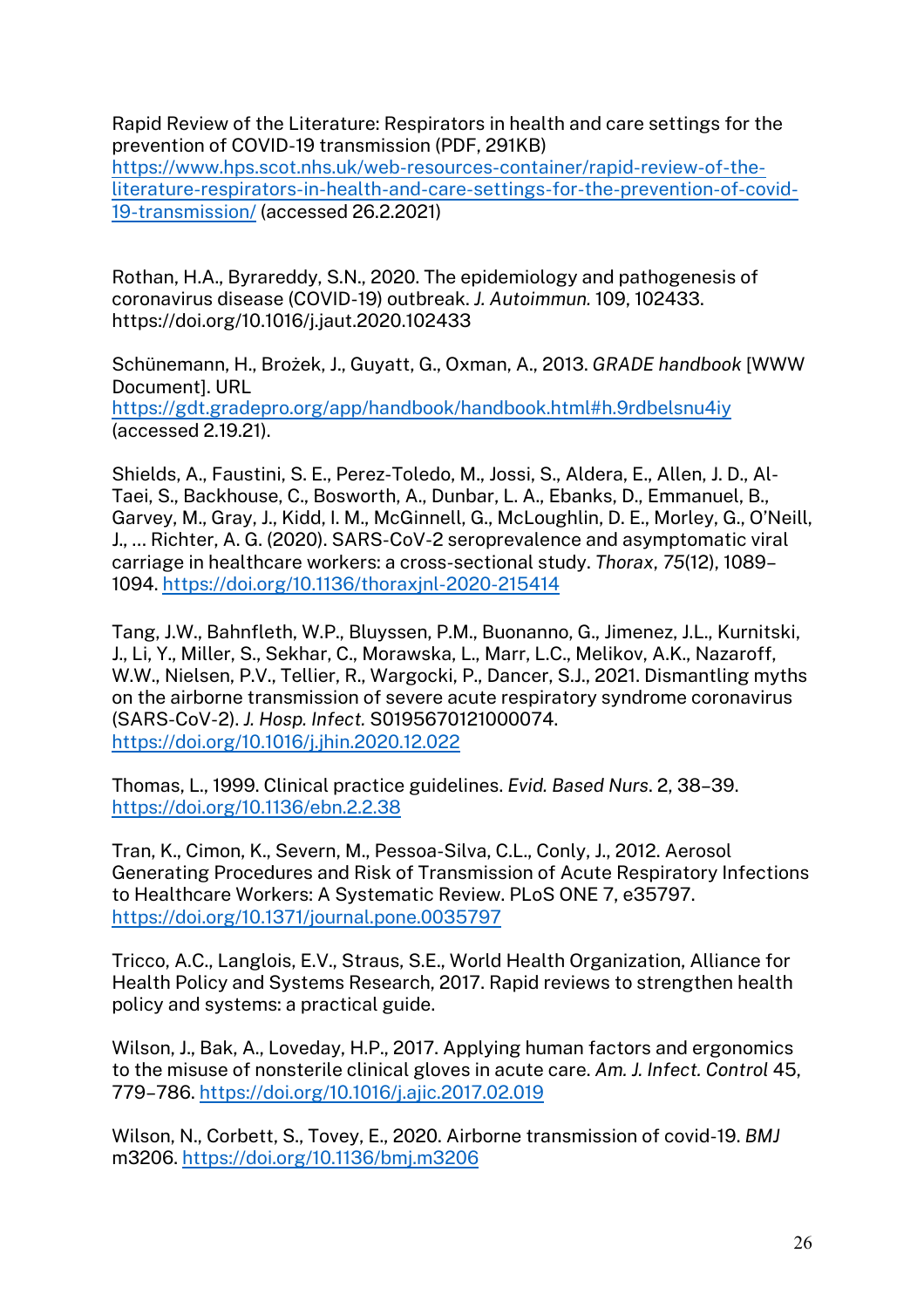Rapid Review of the Literature: Respirators in health and care settings for the prevention of COVID-19 transmission (PDF, 291KB) https://www.hps.scot.nhs.uk/web-resources-container/rapid-review-of-the-literature-respirators-in-health-and-care-settings-for-the-prevention-of-covid-19-transmission/ (accessed 26.2.2021)

Rothan, H.A., Byrareddy, S.N., 2020. The epidemiology and pathogenesis of coronavirus disease (COVID-19) outbreak. *J. Autoimmun.* 109, 102433. https://doi.org/10.1016/j.jaut.2020.102433

Schünemann, H., Brożek, J., Guyatt, G., Oxman, A., 2013. *GRADE handbook* [WWW Document]. URL https://gdt.gradepro.org/app/handbook/handbook.html#h.9rdbelsnu4iy (accessed 2.19.21).

Shields, A., Faustini, S. E., Perez-Toledo, M., Jossi, S., Aldera, E., Allen, J. D., Al-Taei, S., Backhouse, C., Bosworth, A., Dunbar, L. A., Ebanks, D., Emmanuel, B., Garvey, M., Gray, J., Kidd, I. M., McGinnell, G., McLoughlin, D. E., Morley, G., O'Neill, J., … Richter, A. G. (2020). SARS-CoV-2 seroprevalence and asymptomatic viral carriage in healthcare workers: a cross-sectional study. *Thorax*, *75*(12), 1089–1094. https://doi.org/10.1136/thoraxjnl-2020-215414

Tang, J.W., Bahnfleth, W.P., Bluyssen, P.M., Buonanno, G., Jimenez, J.L., Kurnitski, J., Li, Y., Miller, S., Sekhar, C., Morawska, L., Marr, L.C., Melikov, A.K., Nazaroff, W.W., Nielsen, P.V., Tellier, R., Wargocki, P., Dancer, S.J., 2021. Dismantling myths on the airborne transmission of severe acute respiratory syndrome coronavirus (SARS-CoV-2). *J. Hosp. Infect.* S0195670121000074. https://doi.org/10.1016/j.jhin.2020.12.022

Thomas, L., 1999. Clinical practice guidelines. *Evid. Based Nurs.* 2, 38–39. https://doi.org/10.1136/ebn.2.2.38

Tran, K., Cimon, K., Severn, M., Pessoa-Silva, C.L., Conly, J., 2012. Aerosol Generating Procedures and Risk of Transmission of Acute Respiratory Infections to Healthcare Workers: A Systematic Review. PLoS ONE 7, e35797. https://doi.org/10.1371/journal.pone.0035797

Tricco, A.C., Langlois, E.V., Straus, S.E., World Health Organization, Alliance for Health Policy and Systems Research, 2017. Rapid reviews to strengthen health policy and systems: a practical guide.

Wilson, J., Bak, A., Loveday, H.P., 2017. Applying human factors and ergonomics to the misuse of nonsterile clinical gloves in acute care. *Am. J. Infect. Control* 45, 779–786. https://doi.org/10.1016/j.ajic.2017.02.019

Wilson, N., Corbett, S., Tovey, E., 2020. Airborne transmission of covid-19. *BMJ* m3206. https://doi.org/10.1136/bmj.m3206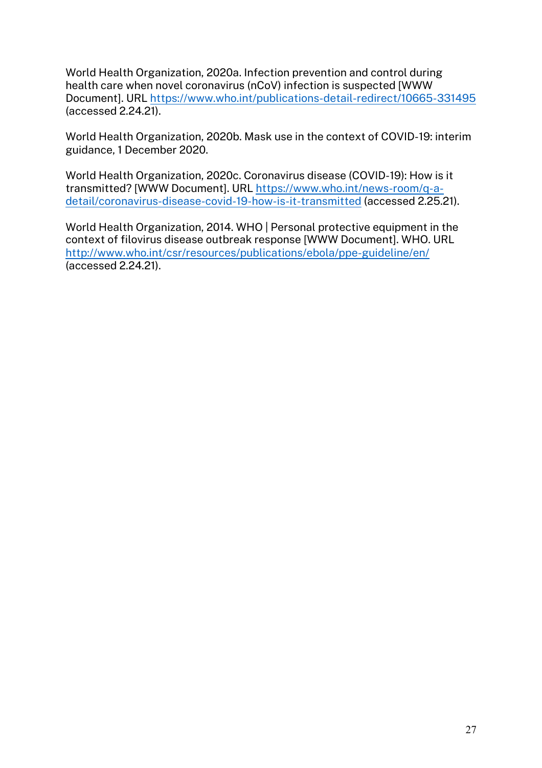World Health Organization, 2020a. Infection prevention and control during health care when novel coronavirus (nCoV) infection is suspected [WWW Document]. URL https://www.who.int/publications-detail-redirect/10665-331495 (accessed 2.24.21).

World Health Organization, 2020b. Mask use in the context of COVID-19: interim guidance, 1 December 2020.

World Health Organization, 2020c. Coronavirus disease (COVID-19): How is it transmitted? [WWW Document]. URL https://www.who.int/news-room/q-a-detail/coronavirus-disease-covid-19-how-is-it-transmitted (accessed 2.25.21).

World Health Organization, 2014. WHO | Personal protective equipment in the context of filovirus disease outbreak response [WWW Document]. WHO. URL http://www.who.int/csr/resources/publications/ebola/ppe-guideline/en/ (accessed 2.24.21).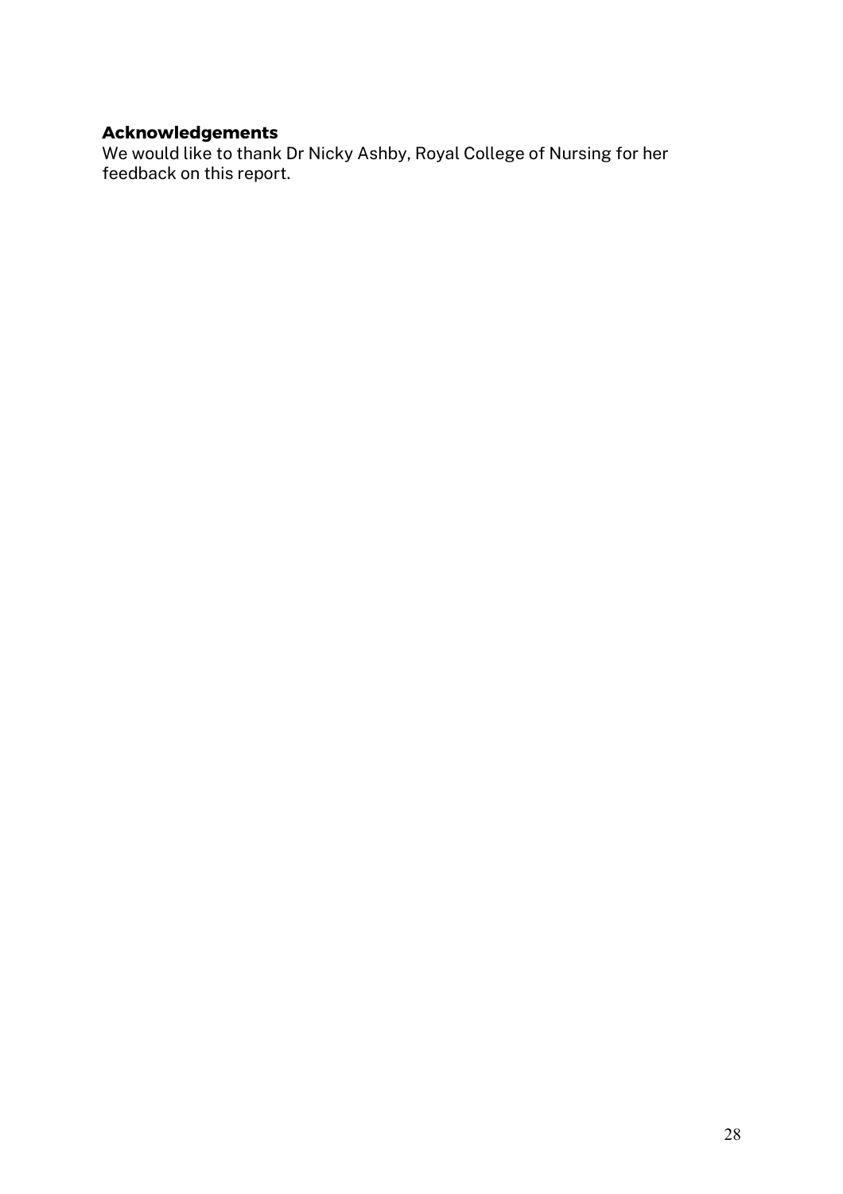## Acknowledgements

We would like to thank Dr Nicky Ashby, Royal College of Nursing for her feedback on this report.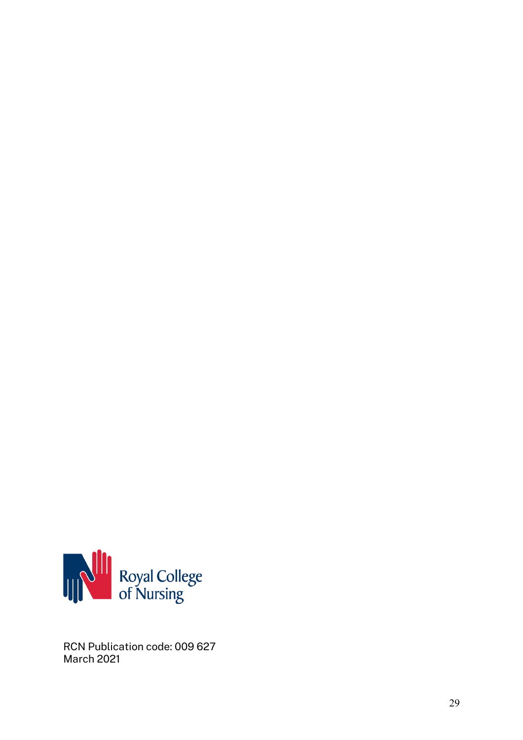Royal College of Nursing

RCN Publication code: 009 627
March 2021